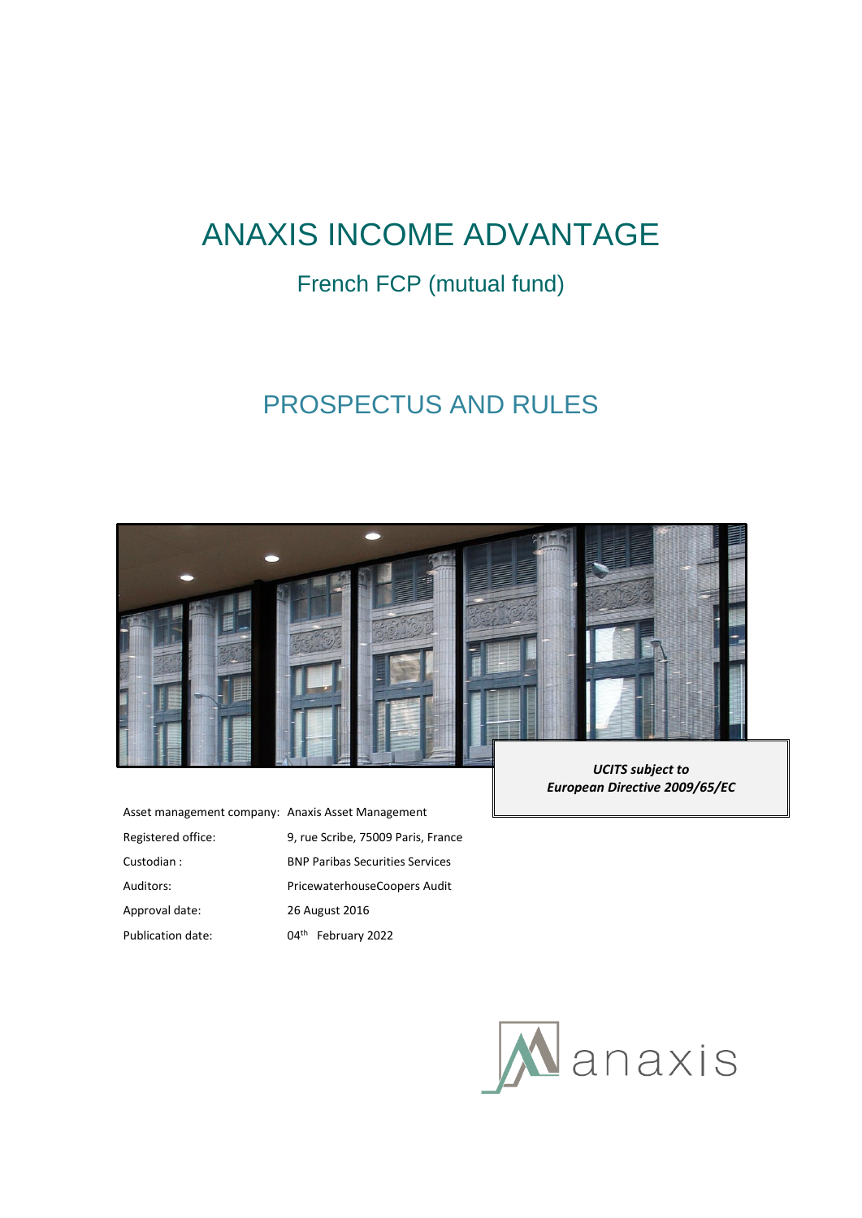# ANAXIS INCOME ADVANTAGE

## French FCP (mutual fund)

## PROSPECTUS AND RULES

***UCITS subject to European Directive 2009/65/EC***

| | |
|---|---|
| Asset management company: | Anaxis Asset Management |
| Registered office: | 9, rue Scribe, 75009 Paris, France |
| Custodian : | BNP Paribas Securities Services |
| Auditors: | PricewaterhouseCoopers Audit |
| Approval date: | 26 August 2016 |
| Publication date: | 04th February 2022 |

anaxis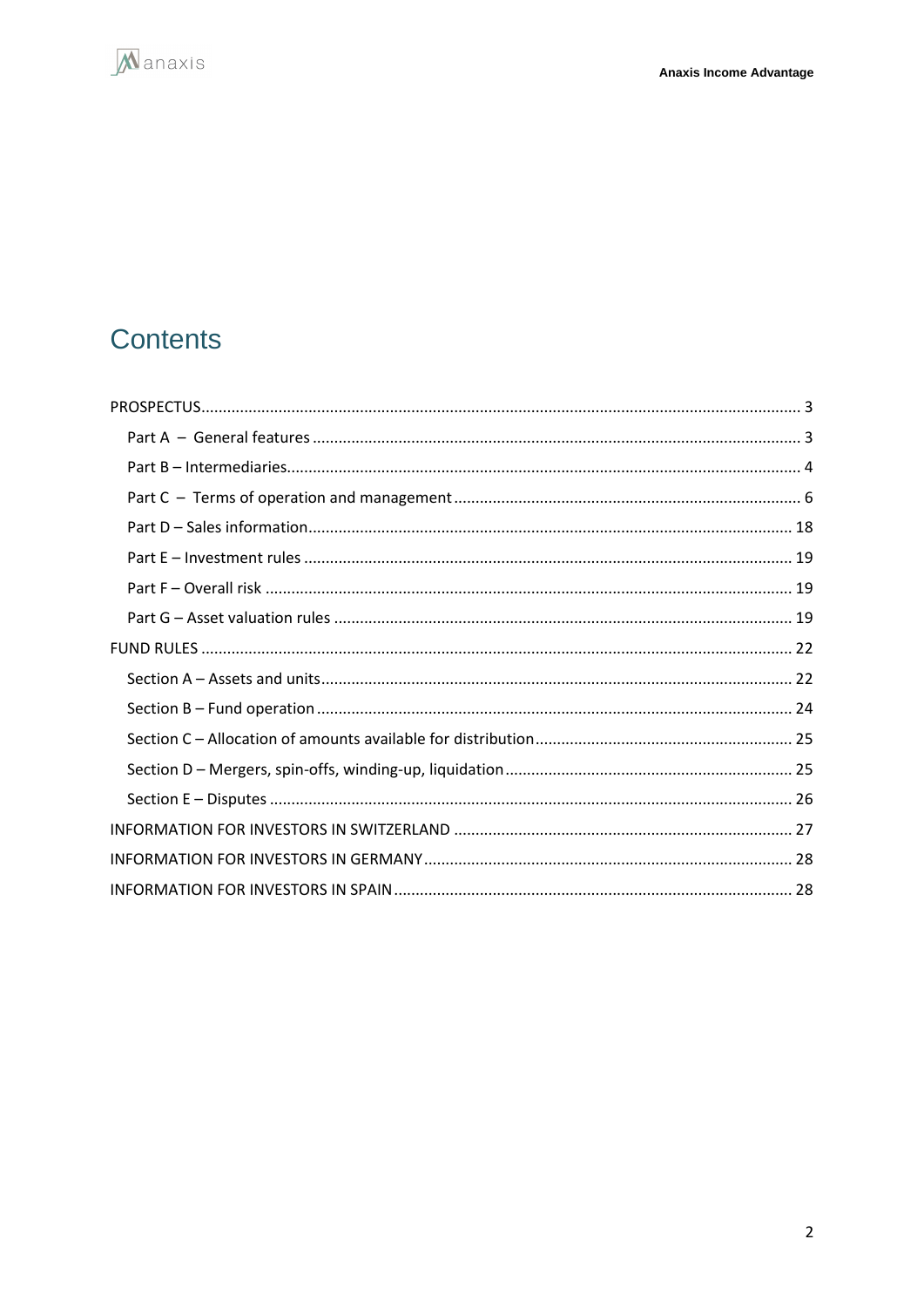# Contents

- PROSPECTUS .... 3
  - Part A – General features .... 3
  - Part B – Intermediaries .... 4
  - Part C – Terms of operation and management .... 6
  - Part D – Sales information .... 18
  - Part E – Investment rules .... 19
  - Part F – Overall risk .... 19
  - Part G – Asset valuation rules .... 19
- FUND RULES .... 22
  - Section A – Assets and units .... 22
  - Section B – Fund operation .... 24
  - Section C – Allocation of amounts available for distribution .... 25
  - Section D – Mergers, spin-offs, winding-up, liquidation .... 25
  - Section E – Disputes .... 26
- INFORMATION FOR INVESTORS IN SWITZERLAND .... 27
- INFORMATION FOR INVESTORS IN GERMANY .... 28
- INFORMATION FOR INVESTORS IN SPAIN .... 28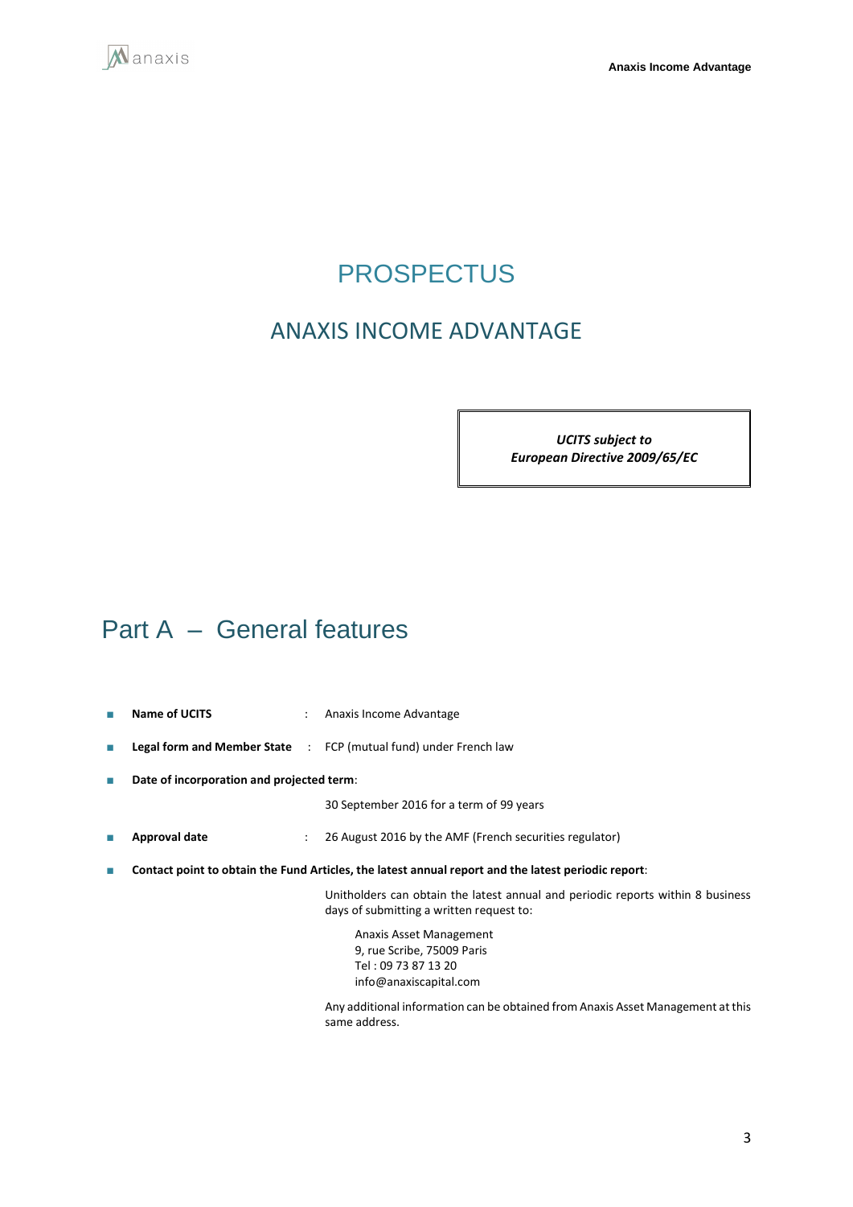# PROSPECTUS

## ANAXIS INCOME ADVANTAGE

> ***UCITS subject to***
> ***European Directive 2009/65/EC***

# Part A – General features

- **Name of UCITS** : Anaxis Income Advantage
- **Legal form and Member State** : FCP (mutual fund) under French law
- **Date of incorporation and projected term**:

  30 September 2016 for a term of 99 years

- **Approval date** : 26 August 2016 by the AMF (French securities regulator)
- **Contact point to obtain the Fund Articles, the latest annual report and the latest periodic report**:

  Unitholders can obtain the latest annual and periodic reports within 8 business days of submitting a written request to:

  Anaxis Asset Management
  9, rue Scribe, 75009 Paris
  Tel : 09 73 87 13 20
  info@anaxiscapital.com

  Any additional information can be obtained from Anaxis Asset Management at this same address.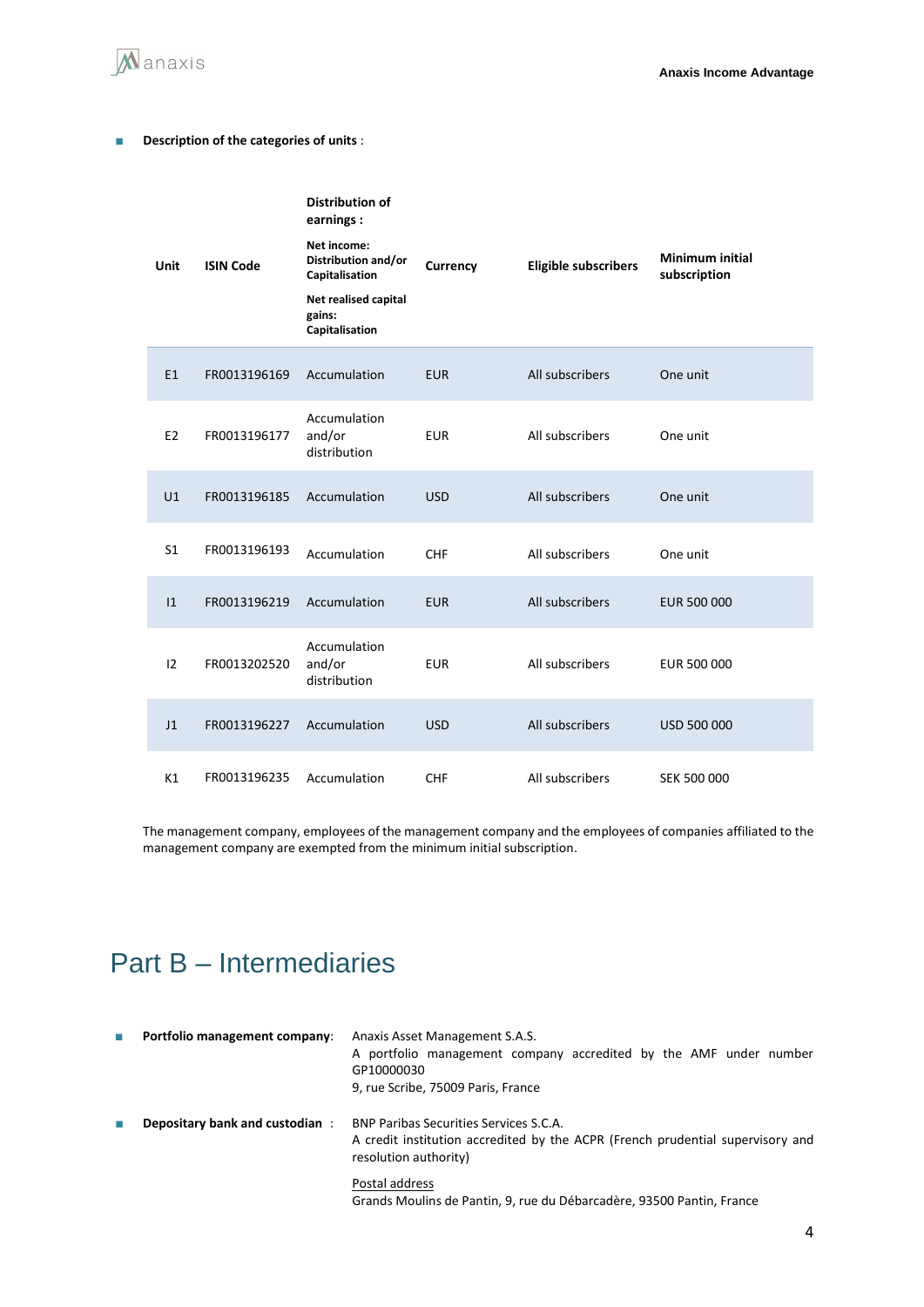- **Description of the categories of units** :

| Unit | ISIN Code | Distribution of earnings : Net income: Distribution and/or Capitalisation Net realised capital gains: Capitalisation | Currency | Eligible subscribers | Minimum initial subscription |
|---|---|---|---|---|---|
| E1 | FR0013196169 | Accumulation | EUR | All subscribers | One unit |
| E2 | FR0013196177 | Accumulation and/or distribution | EUR | All subscribers | One unit |
| U1 | FR0013196185 | Accumulation | USD | All subscribers | One unit |
| S1 | FR0013196193 | Accumulation | CHF | All subscribers | One unit |
| I1 | FR0013196219 | Accumulation | EUR | All subscribers | EUR 500 000 |
| I2 | FR0013202520 | Accumulation and/or distribution | EUR | All subscribers | EUR 500 000 |
| J1 | FR0013196227 | Accumulation | USD | All subscribers | USD 500 000 |
| K1 | FR0013196235 | Accumulation | CHF | All subscribers | SEK 500 000 |

The management company, employees of the management company and the employees of companies affiliated to the management company are exempted from the minimum initial subscription.

# Part B – Intermediaries

- **Portfolio management company**: Anaxis Asset Management S.A.S.
  A portfolio management company accredited by the AMF under number GP10000030
  9, rue Scribe, 75009 Paris, France

- **Depositary bank and custodian** : BNP Paribas Securities Services S.C.A.
  A credit institution accredited by the ACPR (French prudential supervisory and resolution authority)

  Postal address
  Grands Moulins de Pantin, 9, rue du Débarcadère, 93500 Pantin, France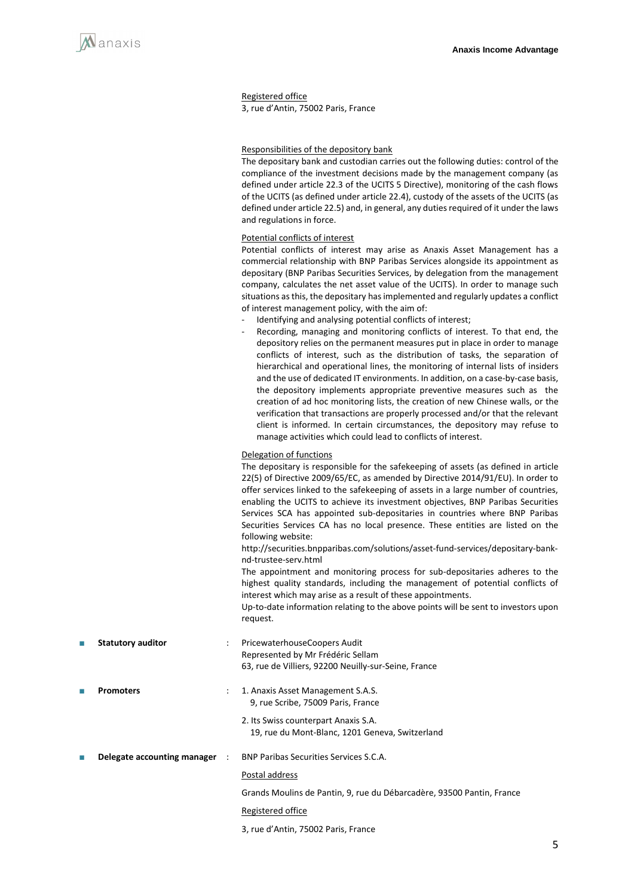Registered office

3, rue d'Antin, 75002 Paris, France

Responsibilities of the depository bank

The depositary bank and custodian carries out the following duties: control of the compliance of the investment decisions made by the management company (as defined under article 22.3 of the UCITS 5 Directive), monitoring of the cash flows of the UCITS (as defined under article 22.4), custody of the assets of the UCITS (as defined under article 22.5) and, in general, any duties required of it under the laws and regulations in force.

Potential conflicts of interest

Potential conflicts of interest may arise as Anaxis Asset Management has a commercial relationship with BNP Paribas Services alongside its appointment as depositary (BNP Paribas Securities Services, by delegation from the management company, calculates the net asset value of the UCITS). In order to manage such situations as this, the depositary has implemented and regularly updates a conflict of interest management policy, with the aim of:

- Identifying and analysing potential conflicts of interest;
- Recording, managing and monitoring conflicts of interest. To that end, the depository relies on the permanent measures put in place in order to manage conflicts of interest, such as the distribution of tasks, the separation of hierarchical and operational lines, the monitoring of internal lists of insiders and the use of dedicated IT environments. In addition, on a case-by-case basis, the depository implements appropriate preventive measures such as the creation of ad hoc monitoring lists, the creation of new Chinese walls, or the verification that transactions are properly processed and/or that the relevant client is informed. In certain circumstances, the depository may refuse to manage activities which could lead to conflicts of interest.

Delegation of functions

The depositary is responsible for the safekeeping of assets (as defined in article 22(5) of Directive 2009/65/EC, as amended by Directive 2014/91/EU). In order to offer services linked to the safekeeping of assets in a large number of countries, enabling the UCITS to achieve its investment objectives, BNP Paribas Securities Services SCA has appointed sub-depositaries in countries where BNP Paribas Securities Services CA has no local presence. These entities are listed on the following website:

http://securities.bnpparibas.com/solutions/asset-fund-services/depositary-bank-nd-trustee-serv.html

The appointment and monitoring process for sub-depositaries adheres to the highest quality standards, including the management of potential conflicts of interest which may arise as a result of these appointments.

Up-to-date information relating to the above points will be sent to investors upon request.

- **Statutory auditor** : PricewaterhouseCoopers Audit
  Represented by Mr Frédéric Sellam
  63, rue de Villiers, 92200 Neuilly-sur-Seine, France

- **Promoters** : 1. Anaxis Asset Management S.A.S.
  9, rue Scribe, 75009 Paris, France

  2. Its Swiss counterpart Anaxis S.A.
  19, rue du Mont-Blanc, 1201 Geneva, Switzerland

- **Delegate accounting manager** : BNP Paribas Securities Services S.C.A.

  Postal address

  Grands Moulins de Pantin, 9, rue du Débarcadère, 93500 Pantin, France

  Registered office

  3, rue d'Antin, 75002 Paris, France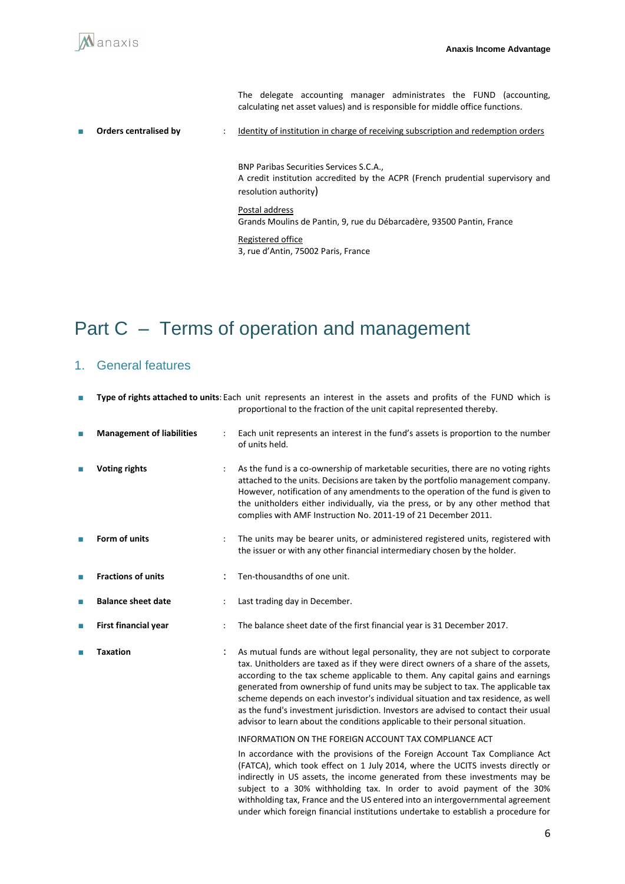The delegate accounting manager administrates the FUND (accounting, calculating net asset values) and is responsible for middle office functions.

- **Orders centralised by** : Identity of institution in charge of receiving subscription and redemption orders

  BNP Paribas Securities Services S.C.A.,
  A credit institution accredited by the ACPR (French prudential supervisory and resolution authority)

  Postal address
  Grands Moulins de Pantin, 9, rue du Débarcadère, 93500 Pantin, France

  Registered office
  3, rue d'Antin, 75002 Paris, France

# Part C – Terms of operation and management

## 1. General features

- **Type of rights attached to units**: Each unit represents an interest in the assets and profits of the FUND which is proportional to the fraction of the unit capital represented thereby.

- **Management of liabilities** : Each unit represents an interest in the fund's assets is proportion to the number of units held.

- **Voting rights** : As the fund is a co-ownership of marketable securities, there are no voting rights attached to the units. Decisions are taken by the portfolio management company. However, notification of any amendments to the operation of the fund is given to the unitholders either individually, via the press, or by any other method that complies with AMF Instruction No. 2011-19 of 21 December 2011.

- **Form of units** : The units may be bearer units, or administered registered units, registered with the issuer or with any other financial intermediary chosen by the holder.

- **Fractions of units** : Ten-thousandths of one unit.

- **Balance sheet date** : Last trading day in December.

- **First financial year** : The balance sheet date of the first financial year is 31 December 2017.

- **Taxation** : As mutual funds are without legal personality, they are not subject to corporate tax. Unitholders are taxed as if they were direct owners of a share of the assets, according to the tax scheme applicable to them. Any capital gains and earnings generated from ownership of fund units may be subject to tax. The applicable tax scheme depends on each investor's individual situation and tax residence, as well as the fund's investment jurisdiction. Investors are advised to contact their usual advisor to learn about the conditions applicable to their personal situation.

  INFORMATION ON THE FOREIGN ACCOUNT TAX COMPLIANCE ACT

  In accordance with the provisions of the Foreign Account Tax Compliance Act (FATCA), which took effect on 1 July 2014, where the UCITS invests directly or indirectly in US assets, the income generated from these investments may be subject to a 30% withholding tax. In order to avoid payment of the 30% withholding tax, France and the US entered into an intergovernmental agreement under which foreign financial institutions undertake to establish a procedure for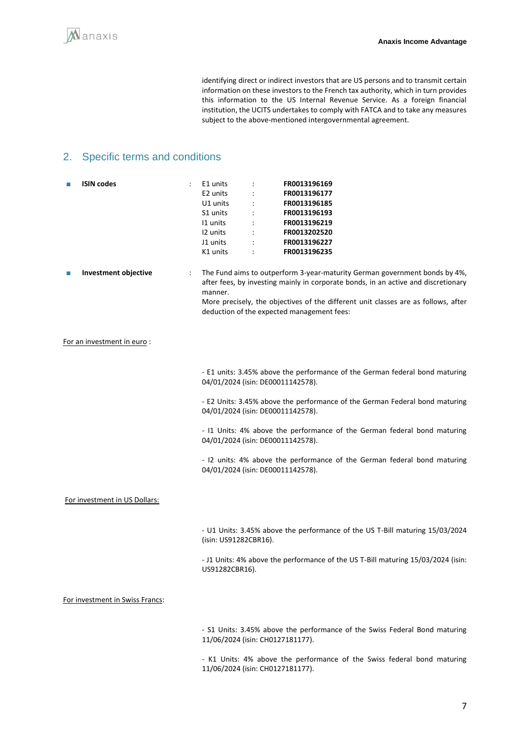identifying direct or indirect investors that are US persons and to transmit certain information on these investors to the French tax authority, which in turn provides this information to the US Internal Revenue Service. As a foreign financial institution, the UCITS undertakes to comply with FATCA and to take any measures subject to the above-mentioned intergovernmental agreement.

## 2. Specific terms and conditions

- **ISIN codes** :

| | | |
|---|---|---|
| E1 units | : | **FR0013196169** |
| E2 units | : | **FR0013196177** |
| U1 units | : | **FR0013196185** |
| S1 units | : | **FR0013196193** |
| I1 units | : | **FR0013196219** |
| I2 units | : | **FR0013202520** |
| J1 units | : | **FR0013196227** |
| K1 units | : | **FR0013196235** |

- **Investment objective** : The Fund aims to outperform 3-year-maturity German government bonds by 4%, after fees, by investing mainly in corporate bonds, in an active and discretionary manner.
More precisely, the objectives of the different unit classes are as follows, after deduction of the expected management fees:

For an investment in euro :

- E1 units: 3.45% above the performance of the German federal bond maturing 04/01/2024 (isin: DE00011142578).

- E2 Units: 3.45% above the performance of the German Federal bond maturing 04/01/2024 (isin: DE00011142578).

- I1 Units: 4% above the performance of the German federal bond maturing 04/01/2024 (isin: DE00011142578).

- I2 units: 4% above the performance of the German federal bond maturing 04/01/2024 (isin: DE00011142578).

For investment in US Dollars:

- U1 Units: 3.45% above the performance of the US T-Bill maturing 15/03/2024 (isin: US91282CBR16).

- J1 Units: 4% above the performance of the US T-Bill maturing 15/03/2024 (isin: US91282CBR16).

For investment in Swiss Francs:

- S1 Units: 3.45% above the performance of the Swiss Federal Bond maturing 11/06/2024 (isin: CH0127181177).

- K1 Units: 4% above the performance of the Swiss federal bond maturing 11/06/2024 (isin: CH0127181177).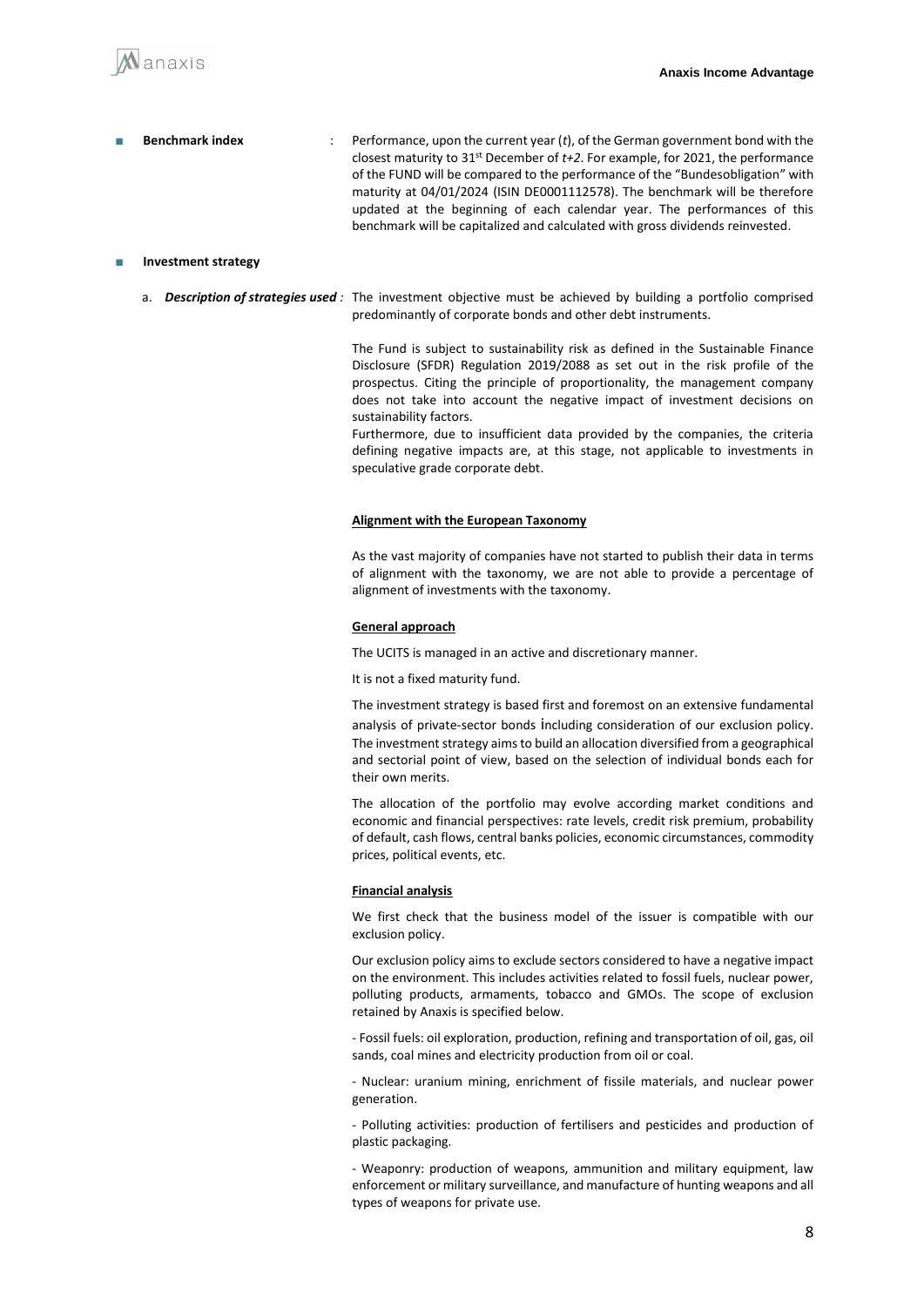- **Benchmark index** : Performance, upon the current year (*t*), of the German government bond with the closest maturity to 31st December of *t+2*. For example, for 2021, the performance of the FUND will be compared to the performance of the "Bundesobligation" with maturity at 04/01/2024 (ISIN DE0001112578). The benchmark will be therefore updated at the beginning of each calendar year. The performances of this benchmark will be capitalized and calculated with gross dividends reinvested.

- **Investment strategy**

  a. ***Description of strategies used*** *:* The investment objective must be achieved by building a portfolio comprised predominantly of corporate bonds and other debt instruments.

The Fund is subject to sustainability risk as defined in the Sustainable Finance Disclosure (SFDR) Regulation 2019/2088 as set out in the risk profile of the prospectus. Citing the principle of proportionality, the management company does not take into account the negative impact of investment decisions on sustainability factors.
Furthermore, due to insufficient data provided by the companies, the criteria defining negative impacts are, at this stage, not applicable to investments in speculative grade corporate debt.

**Alignment with the European Taxonomy**

As the vast majority of companies have not started to publish their data in terms of alignment with the taxonomy, we are not able to provide a percentage of alignment of investments with the taxonomy.

**General approach**

The UCITS is managed in an active and discretionary manner.

It is not a fixed maturity fund.

The investment strategy is based first and foremost on an extensive fundamental analysis of private-sector bonds including consideration of our exclusion policy. The investment strategy aims to build an allocation diversified from a geographical and sectorial point of view, based on the selection of individual bonds each for their own merits.

The allocation of the portfolio may evolve according market conditions and economic and financial perspectives: rate levels, credit risk premium, probability of default, cash flows, central banks policies, economic circumstances, commodity prices, political events, etc.

**Financial analysis**

We first check that the business model of the issuer is compatible with our exclusion policy.

Our exclusion policy aims to exclude sectors considered to have a negative impact on the environment. This includes activities related to fossil fuels, nuclear power, polluting products, armaments, tobacco and GMOs. The scope of exclusion retained by Anaxis is specified below.

- Fossil fuels: oil exploration, production, refining and transportation of oil, gas, oil sands, coal mines and electricity production from oil or coal.

- Nuclear: uranium mining, enrichment of fissile materials, and nuclear power generation.

- Polluting activities: production of fertilisers and pesticides and production of plastic packaging.

- Weaponry: production of weapons, ammunition and military equipment, law enforcement or military surveillance, and manufacture of hunting weapons and all types of weapons for private use.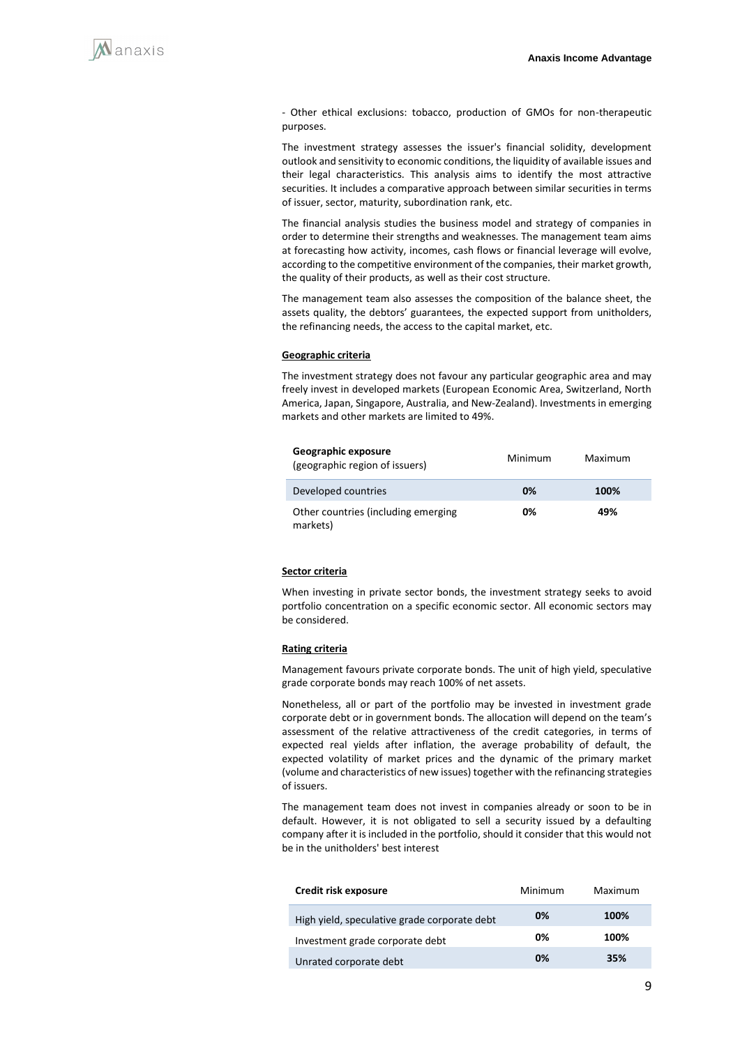- Other ethical exclusions: tobacco, production of GMOs for non-therapeutic purposes.

The investment strategy assesses the issuer's financial solidity, development outlook and sensitivity to economic conditions, the liquidity of available issues and their legal characteristics. This analysis aims to identify the most attractive securities. It includes a comparative approach between similar securities in terms of issuer, sector, maturity, subordination rank, etc.

The financial analysis studies the business model and strategy of companies in order to determine their strengths and weaknesses. The management team aims at forecasting how activity, incomes, cash flows or financial leverage will evolve, according to the competitive environment of the companies, their market growth, the quality of their products, as well as their cost structure.

The management team also assesses the composition of the balance sheet, the assets quality, the debtors' guarantees, the expected support from unitholders, the refinancing needs, the access to the capital market, etc.

**Geographic criteria**

The investment strategy does not favour any particular geographic area and may freely invest in developed markets (European Economic Area, Switzerland, North America, Japan, Singapore, Australia, and New-Zealand). Investments in emerging markets and other markets are limited to 49%.

| **Geographic exposure** (geographic region of issuers) | Minimum | Maximum |
|---|---|---|
| Developed countries | **0%** | **100%** |
| Other countries (including emerging markets) | **0%** | **49%** |

**Sector criteria**

When investing in private sector bonds, the investment strategy seeks to avoid portfolio concentration on a specific economic sector. All economic sectors may be considered.

**Rating criteria**

Management favours private corporate bonds. The unit of high yield, speculative grade corporate bonds may reach 100% of net assets.

Nonetheless, all or part of the portfolio may be invested in investment grade corporate debt or in government bonds. The allocation will depend on the team's assessment of the relative attractiveness of the credit categories, in terms of expected real yields after inflation, the average probability of default, the expected volatility of market prices and the dynamic of the primary market (volume and characteristics of new issues) together with the refinancing strategies of issuers.

The management team does not invest in companies already or soon to be in default. However, it is not obligated to sell a security issued by a defaulting company after it is included in the portfolio, should it consider that this would not be in the unitholders' best interest

| **Credit risk exposure** | Minimum | Maximum |
|---|---|---|
| High yield, speculative grade corporate debt | **0%** | **100%** |
| Investment grade corporate debt | **0%** | **100%** |
| Unrated corporate debt | **0%** | **35%** |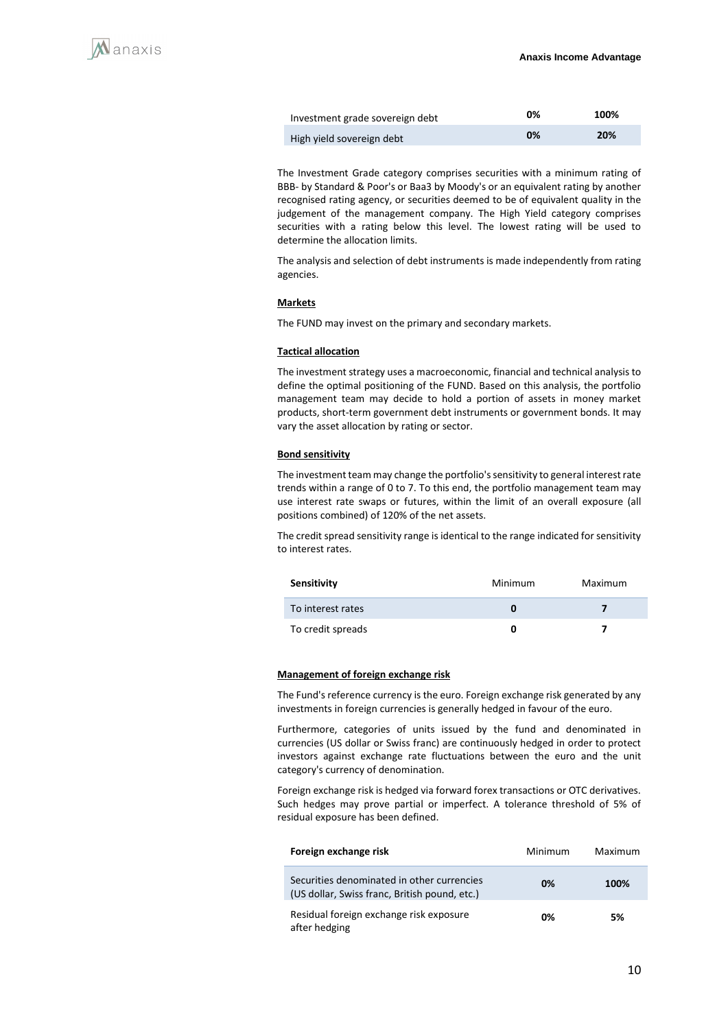| | | |
|---|---|---|
| Investment grade sovereign debt | **0%** | **100%** |
| High yield sovereign debt | **0%** | **20%** |

The Investment Grade category comprises securities with a minimum rating of BBB- by Standard & Poor's or Baa3 by Moody's or an equivalent rating by another recognised rating agency, or securities deemed to be of equivalent quality in the judgement of the management company. The High Yield category comprises securities with a rating below this level. The lowest rating will be used to determine the allocation limits.

The analysis and selection of debt instruments is made independently from rating agencies.

**Markets**

The FUND may invest on the primary and secondary markets.

**Tactical allocation**

The investment strategy uses a macroeconomic, financial and technical analysis to define the optimal positioning of the FUND. Based on this analysis, the portfolio management team may decide to hold a portion of assets in money market products, short-term government debt instruments or government bonds. It may vary the asset allocation by rating or sector.

**Bond sensitivity**

The investment team may change the portfolio's sensitivity to general interest rate trends within a range of 0 to 7. To this end, the portfolio management team may use interest rate swaps or futures, within the limit of an overall exposure (all positions combined) of 120% of the net assets.

The credit spread sensitivity range is identical to the range indicated for sensitivity to interest rates.

| **Sensitivity** | Minimum | Maximum |
|---|---|---|
| To interest rates | **0** | **7** |
| To credit spreads | **0** | **7** |

**Management of foreign exchange risk**

The Fund's reference currency is the euro. Foreign exchange risk generated by any investments in foreign currencies is generally hedged in favour of the euro.

Furthermore, categories of units issued by the fund and denominated in currencies (US dollar or Swiss franc) are continuously hedged in order to protect investors against exchange rate fluctuations between the euro and the unit category's currency of denomination.

Foreign exchange risk is hedged via forward forex transactions or OTC derivatives. Such hedges may prove partial or imperfect. A tolerance threshold of 5% of residual exposure has been defined.

| **Foreign exchange risk** | Minimum | Maximum |
|---|---|---|
| Securities denominated in other currencies (US dollar, Swiss franc, British pound, etc.) | **0%** | **100%** |
| Residual foreign exchange risk exposure after hedging | **0%** | **5%** |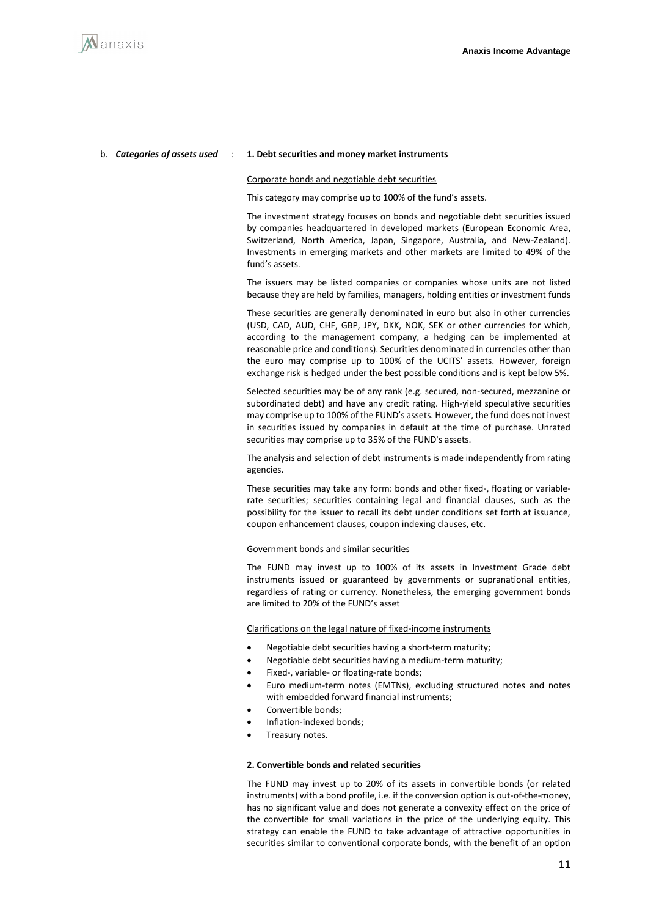b. ***Categories of assets used*** : **1. Debt securities and money market instruments**

Corporate bonds and negotiable debt securities

This category may comprise up to 100% of the fund's assets.

The investment strategy focuses on bonds and negotiable debt securities issued by companies headquartered in developed markets (European Economic Area, Switzerland, North America, Japan, Singapore, Australia, and New-Zealand). Investments in emerging markets and other markets are limited to 49% of the fund's assets.

The issuers may be listed companies or companies whose units are not listed because they are held by families, managers, holding entities or investment funds

These securities are generally denominated in euro but also in other currencies (USD, CAD, AUD, CHF, GBP, JPY, DKK, NOK, SEK or other currencies for which, according to the management company, a hedging can be implemented at reasonable price and conditions). Securities denominated in currencies other than the euro may comprise up to 100% of the UCITS' assets. However, foreign exchange risk is hedged under the best possible conditions and is kept below 5%.

Selected securities may be of any rank (e.g. secured, non-secured, mezzanine or subordinated debt) and have any credit rating. High-yield speculative securities may comprise up to 100% of the FUND's assets. However, the fund does not invest in securities issued by companies in default at the time of purchase. Unrated securities may comprise up to 35% of the FUND's assets.

The analysis and selection of debt instruments is made independently from rating agencies.

These securities may take any form: bonds and other fixed-, floating or variable-rate securities; securities containing legal and financial clauses, such as the possibility for the issuer to recall its debt under conditions set forth at issuance, coupon enhancement clauses, coupon indexing clauses, etc.

Government bonds and similar securities

The FUND may invest up to 100% of its assets in Investment Grade debt instruments issued or guaranteed by governments or supranational entities, regardless of rating or currency. Nonetheless, the emerging government bonds are limited to 20% of the FUND's asset

Clarifications on the legal nature of fixed-income instruments

- Negotiable debt securities having a short-term maturity;
- Negotiable debt securities having a medium-term maturity;
- Fixed-, variable- or floating-rate bonds;
- Euro medium-term notes (EMTNs), excluding structured notes and notes with embedded forward financial instruments;
- Convertible bonds;
- Inflation-indexed bonds;
- Treasury notes.

**2. Convertible bonds and related securities**

The FUND may invest up to 20% of its assets in convertible bonds (or related instruments) with a bond profile, i.e. if the conversion option is out-of-the-money, has no significant value and does not generate a convexity effect on the price of the convertible for small variations in the price of the underlying equity. This strategy can enable the FUND to take advantage of attractive opportunities in securities similar to conventional corporate bonds, with the benefit of an option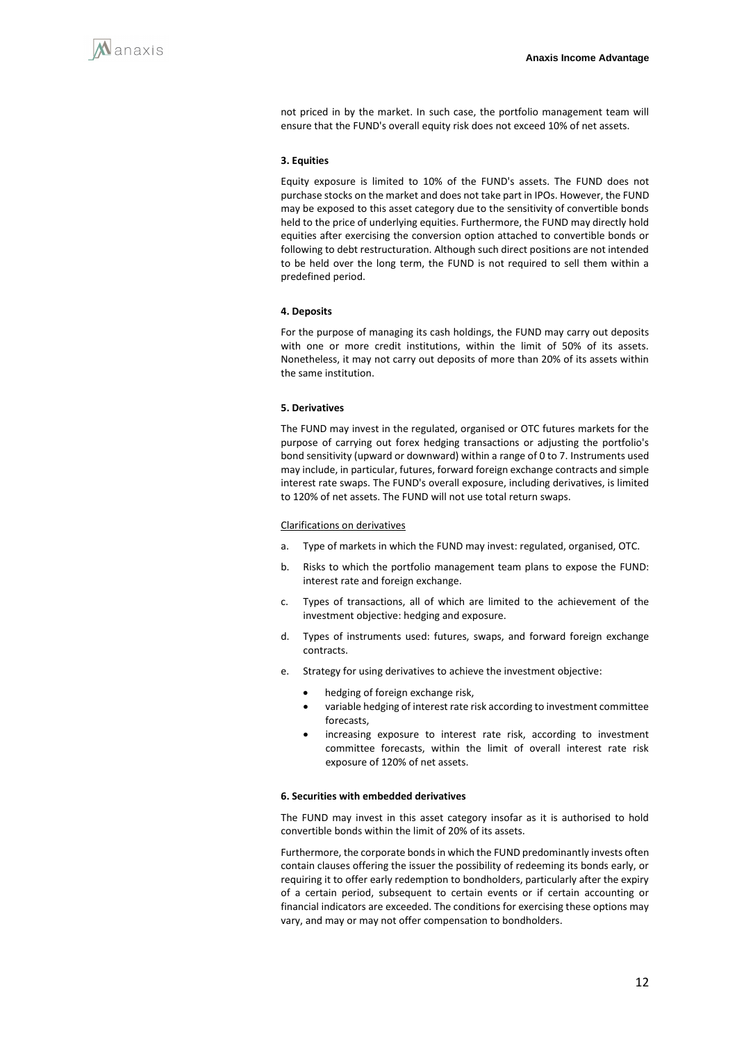not priced in by the market. In such case, the portfolio management team will ensure that the FUND's overall equity risk does not exceed 10% of net assets.

**3. Equities**

Equity exposure is limited to 10% of the FUND's assets. The FUND does not purchase stocks on the market and does not take part in IPOs. However, the FUND may be exposed to this asset category due to the sensitivity of convertible bonds held to the price of underlying equities. Furthermore, the FUND may directly hold equities after exercising the conversion option attached to convertible bonds or following to debt restructuration. Although such direct positions are not intended to be held over the long term, the FUND is not required to sell them within a predefined period.

**4. Deposits**

For the purpose of managing its cash holdings, the FUND may carry out deposits with one or more credit institutions, within the limit of 50% of its assets. Nonetheless, it may not carry out deposits of more than 20% of its assets within the same institution.

**5. Derivatives**

The FUND may invest in the regulated, organised or OTC futures markets for the purpose of carrying out forex hedging transactions or adjusting the portfolio's bond sensitivity (upward or downward) within a range of 0 to 7. Instruments used may include, in particular, futures, forward foreign exchange contracts and simple interest rate swaps. The FUND's overall exposure, including derivatives, is limited to 120% of net assets. The FUND will not use total return swaps.

Clarifications on derivatives

a. Type of markets in which the FUND may invest: regulated, organised, OTC.

b. Risks to which the portfolio management team plans to expose the FUND: interest rate and foreign exchange.

c. Types of transactions, all of which are limited to the achievement of the investment objective: hedging and exposure.

d. Types of instruments used: futures, swaps, and forward foreign exchange contracts.

e. Strategy for using derivatives to achieve the investment objective:
   - hedging of foreign exchange risk,
   - variable hedging of interest rate risk according to investment committee forecasts,
   - increasing exposure to interest rate risk, according to investment committee forecasts, within the limit of overall interest rate risk exposure of 120% of net assets.

**6. Securities with embedded derivatives**

The FUND may invest in this asset category insofar as it is authorised to hold convertible bonds within the limit of 20% of its assets.

Furthermore, the corporate bonds in which the FUND predominantly invests often contain clauses offering the issuer the possibility of redeeming its bonds early, or requiring it to offer early redemption to bondholders, particularly after the expiry of a certain period, subsequent to certain events or if certain accounting or financial indicators are exceeded. The conditions for exercising these options may vary, and may or may not offer compensation to bondholders.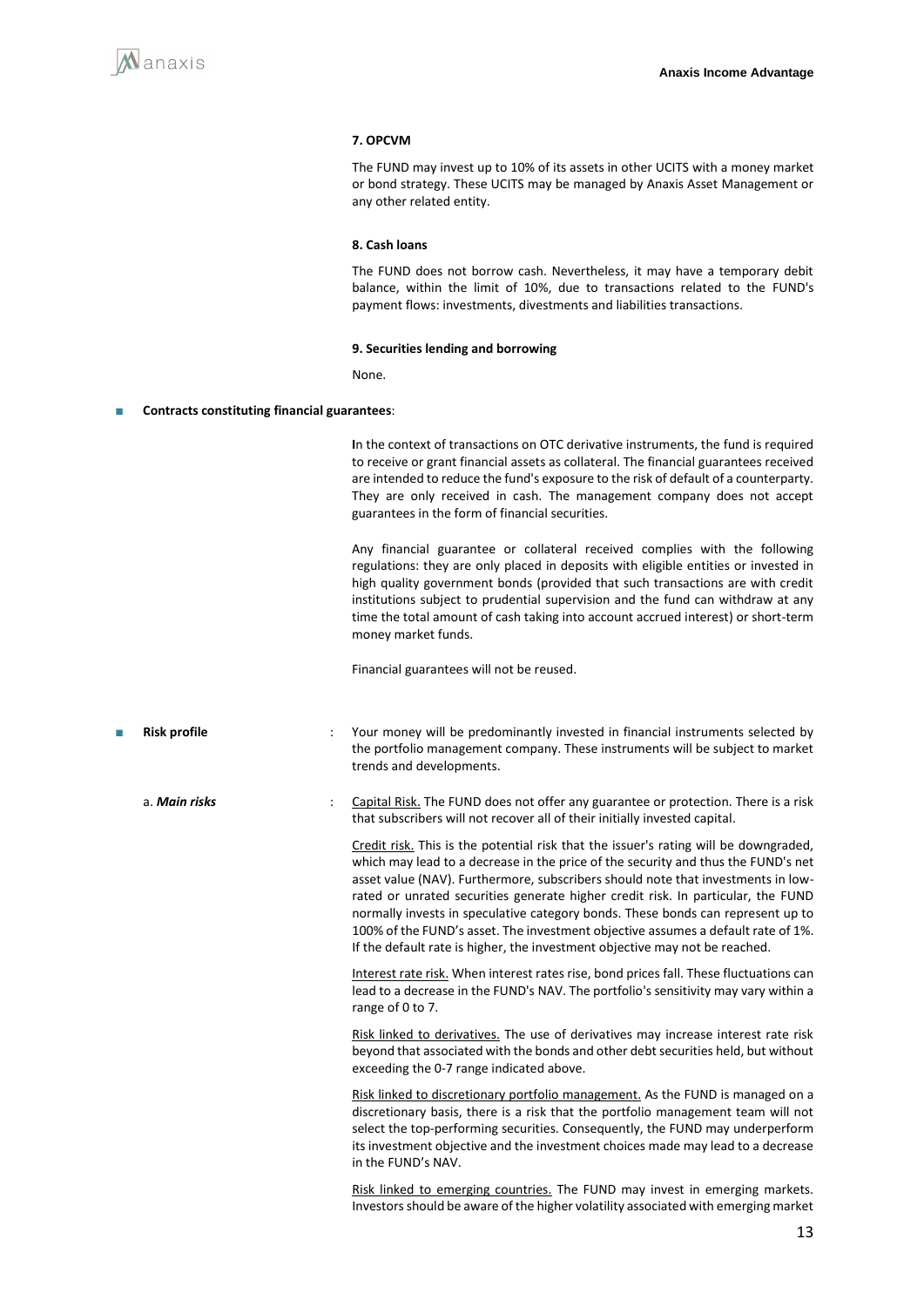**7. OPCVM**

The FUND may invest up to 10% of its assets in other UCITS with a money market or bond strategy. These UCITS may be managed by Anaxis Asset Management or any other related entity.

**8. Cash loans**

The FUND does not borrow cash. Nevertheless, it may have a temporary debit balance, within the limit of 10%, due to transactions related to the FUND's payment flows: investments, divestments and liabilities transactions.

**9. Securities lending and borrowing**

None.

- **Contracts constituting financial guarantees**:

In the context of transactions on OTC derivative instruments, the fund is required to receive or grant financial assets as collateral. The financial guarantees received are intended to reduce the fund's exposure to the risk of default of a counterparty. They are only received in cash. The management company does not accept guarantees in the form of financial securities.

Any financial guarantee or collateral received complies with the following regulations: they are only placed in deposits with eligible entities or invested in high quality government bonds (provided that such transactions are with credit institutions subject to prudential supervision and the fund can withdraw at any time the total amount of cash taking into account accrued interest) or short-term money market funds.

Financial guarantees will not be reused.

- **Risk profile** : Your money will be predominantly invested in financial instruments selected by the portfolio management company. These instruments will be subject to market trends and developments.

a. ***Main risks*** : Capital Risk. The FUND does not offer any guarantee or protection. There is a risk that subscribers will not recover all of their initially invested capital.

Credit risk. This is the potential risk that the issuer's rating will be downgraded, which may lead to a decrease in the price of the security and thus the FUND's net asset value (NAV). Furthermore, subscribers should note that investments in low-rated or unrated securities generate higher credit risk. In particular, the FUND normally invests in speculative category bonds. These bonds can represent up to 100% of the FUND's asset. The investment objective assumes a default rate of 1%. If the default rate is higher, the investment objective may not be reached.

Interest rate risk. When interest rates rise, bond prices fall. These fluctuations can lead to a decrease in the FUND's NAV. The portfolio's sensitivity may vary within a range of 0 to 7.

Risk linked to derivatives. The use of derivatives may increase interest rate risk beyond that associated with the bonds and other debt securities held, but without exceeding the 0-7 range indicated above.

Risk linked to discretionary portfolio management. As the FUND is managed on a discretionary basis, there is a risk that the portfolio management team will not select the top-performing securities. Consequently, the FUND may underperform its investment objective and the investment choices made may lead to a decrease in the FUND's NAV.

Risk linked to emerging countries. The FUND may invest in emerging markets. Investors should be aware of the higher volatility associated with emerging market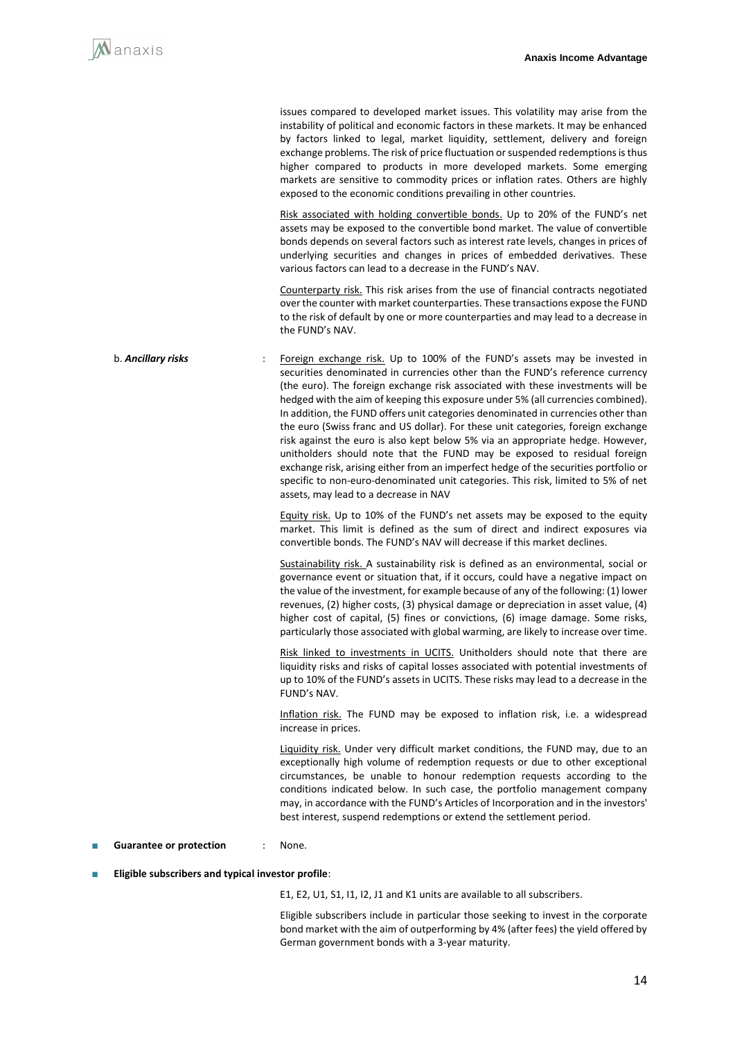issues compared to developed market issues. This volatility may arise from the instability of political and economic factors in these markets. It may be enhanced by factors linked to legal, market liquidity, settlement, delivery and foreign exchange problems. The risk of price fluctuation or suspended redemptions is thus higher compared to products in more developed markets. Some emerging markets are sensitive to commodity prices or inflation rates. Others are highly exposed to the economic conditions prevailing in other countries.

Risk associated with holding convertible bonds. Up to 20% of the FUND's net assets may be exposed to the convertible bond market. The value of convertible bonds depends on several factors such as interest rate levels, changes in prices of underlying securities and changes in prices of embedded derivatives. These various factors can lead to a decrease in the FUND's NAV.

Counterparty risk. This risk arises from the use of financial contracts negotiated over the counter with market counterparties. These transactions expose the FUND to the risk of default by one or more counterparties and may lead to a decrease in the FUND's NAV.

b. ***Ancillary risks*** : Foreign exchange risk. Up to 100% of the FUND's assets may be invested in securities denominated in currencies other than the FUND's reference currency (the euro). The foreign exchange risk associated with these investments will be hedged with the aim of keeping this exposure under 5% (all currencies combined). In addition, the FUND offers unit categories denominated in currencies other than the euro (Swiss franc and US dollar). For these unit categories, foreign exchange risk against the euro is also kept below 5% via an appropriate hedge. However, unitholders should note that the FUND may be exposed to residual foreign exchange risk, arising either from an imperfect hedge of the securities portfolio or specific to non-euro-denominated unit categories. This risk, limited to 5% of net assets, may lead to a decrease in NAV

Equity risk. Up to 10% of the FUND's net assets may be exposed to the equity market. This limit is defined as the sum of direct and indirect exposures via convertible bonds. The FUND's NAV will decrease if this market declines.

Sustainability risk. A sustainability risk is defined as an environmental, social or governance event or situation that, if it occurs, could have a negative impact on the value of the investment, for example because of any of the following: (1) lower revenues, (2) higher costs, (3) physical damage or depreciation in asset value, (4) higher cost of capital, (5) fines or convictions, (6) image damage. Some risks, particularly those associated with global warming, are likely to increase over time.

Risk linked to investments in UCITS. Unitholders should note that there are liquidity risks and risks of capital losses associated with potential investments of up to 10% of the FUND's assets in UCITS. These risks may lead to a decrease in the FUND's NAV.

Inflation risk. The FUND may be exposed to inflation risk, i.e. a widespread increase in prices.

Liquidity risk. Under very difficult market conditions, the FUND may, due to an exceptionally high volume of redemption requests or due to other exceptional circumstances, be unable to honour redemption requests according to the conditions indicated below. In such case, the portfolio management company may, in accordance with the FUND's Articles of Incorporation and in the investors' best interest, suspend redemptions or extend the settlement period.

- **Guarantee or protection** : None.

- **Eligible subscribers and typical investor profile**:

E1, E2, U1, S1, I1, I2, J1 and K1 units are available to all subscribers.

Eligible subscribers include in particular those seeking to invest in the corporate bond market with the aim of outperforming by 4% (after fees) the yield offered by German government bonds with a 3-year maturity.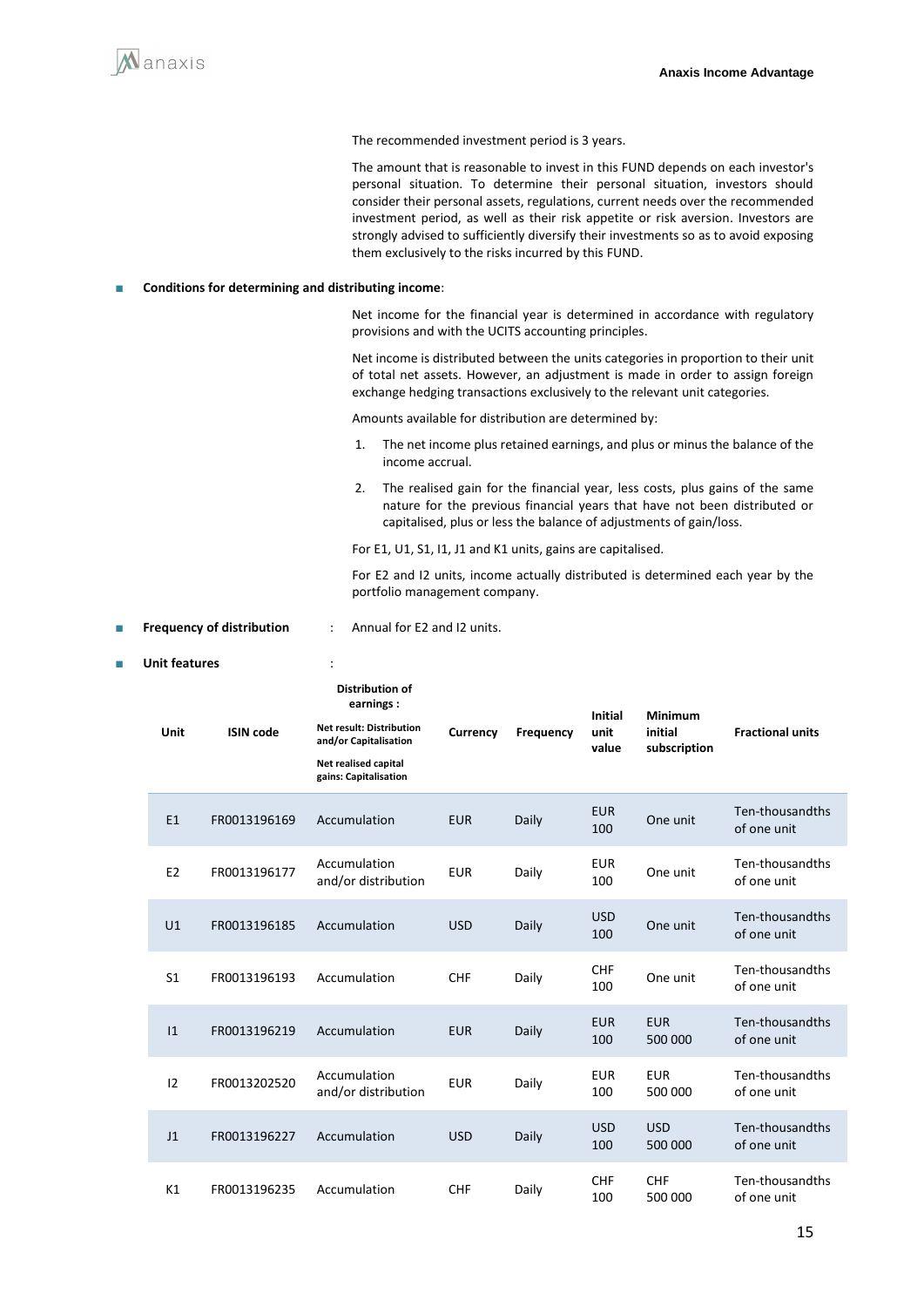The recommended investment period is 3 years.

The amount that is reasonable to invest in this FUND depends on each investor's personal situation. To determine their personal situation, investors should consider their personal assets, regulations, current needs over the recommended investment period, as well as their risk appetite or risk aversion. Investors are strongly advised to sufficiently diversify their investments so as to avoid exposing them exclusively to the risks incurred by this FUND.

- **Conditions for determining and distributing income**:

Net income for the financial year is determined in accordance with regulatory provisions and with the UCITS accounting principles.

Net income is distributed between the units categories in proportion to their unit of total net assets. However, an adjustment is made in order to assign foreign exchange hedging transactions exclusively to the relevant unit categories.

Amounts available for distribution are determined by:

1. The net income plus retained earnings, and plus or minus the balance of the income accrual.
2. The realised gain for the financial year, less costs, plus gains of the same nature for the previous financial years that have not been distributed or capitalised, plus or less the balance of adjustments of gain/loss.

For E1, U1, S1, I1, J1 and K1 units, gains are capitalised.

For E2 and I2 units, income actually distributed is determined each year by the portfolio management company.

- **Frequency of distribution** : Annual for E2 and I2 units.

- **Unit features** :

| Unit | ISIN code | **Distribution of earnings :** **Net result: Distribution and/or Capitalisation** **Net realised capital gains: Capitalisation** | Currency | Frequency | Initial unit value | Minimum initial subscription | Fractional units |
|---|---|---|---|---|---|---|---|
| E1 | FR0013196169 | Accumulation | EUR | Daily | EUR 100 | One unit | Ten-thousandths of one unit |
| E2 | FR0013196177 | Accumulation and/or distribution | EUR | Daily | EUR 100 | One unit | Ten-thousandths of one unit |
| U1 | FR0013196185 | Accumulation | USD | Daily | USD 100 | One unit | Ten-thousandths of one unit |
| S1 | FR0013196193 | Accumulation | CHF | Daily | CHF 100 | One unit | Ten-thousandths of one unit |
| I1 | FR0013196219 | Accumulation | EUR | Daily | EUR 100 | EUR 500 000 | Ten-thousandths of one unit |
| I2 | FR0013202520 | Accumulation and/or distribution | EUR | Daily | EUR 100 | EUR 500 000 | Ten-thousandths of one unit |
| J1 | FR0013196227 | Accumulation | USD | Daily | USD 100 | USD 500 000 | Ten-thousandths of one unit |
| K1 | FR0013196235 | Accumulation | CHF | Daily | CHF 100 | CHF 500 000 | Ten-thousandths of one unit |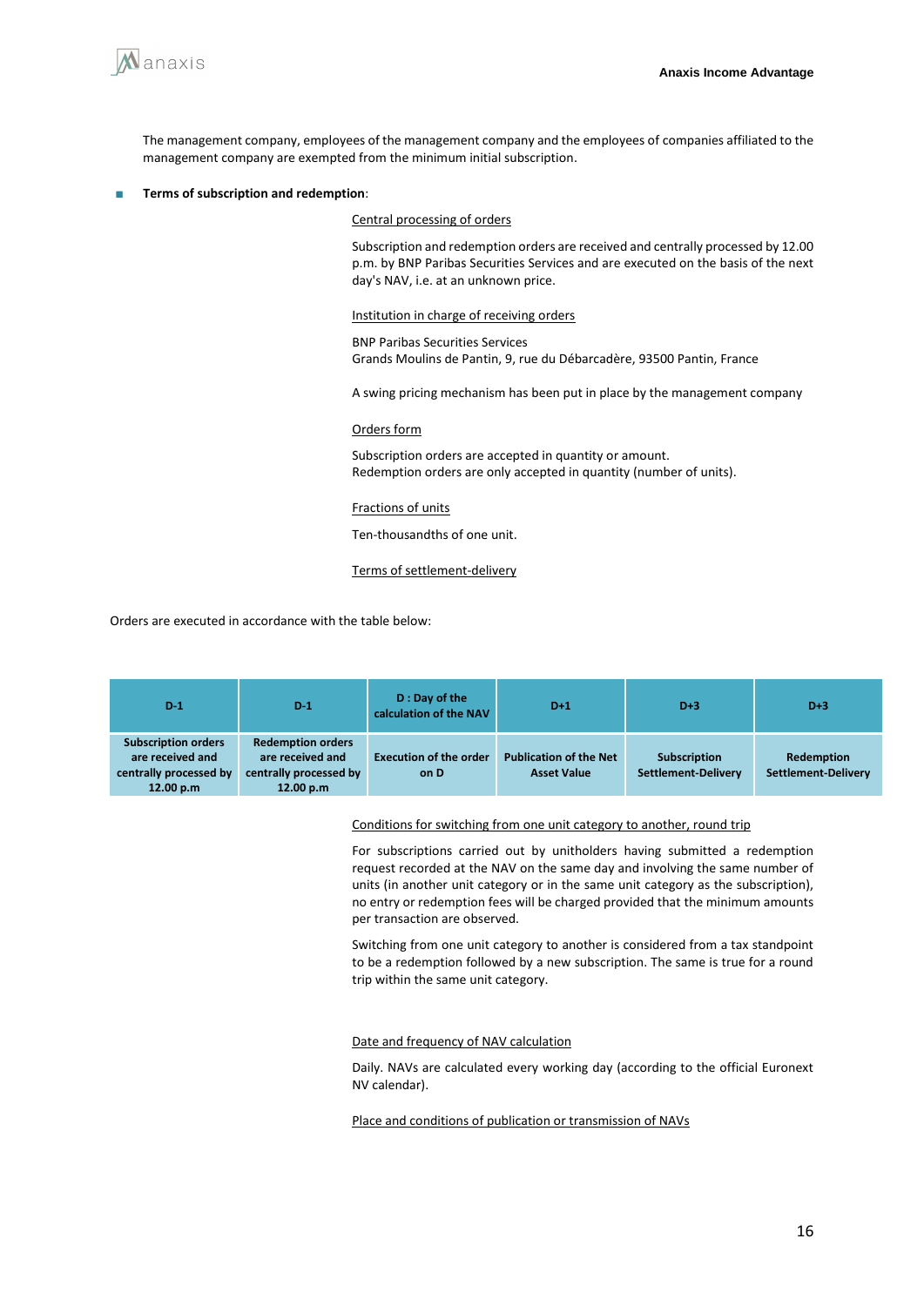The management company, employees of the management company and the employees of companies affiliated to the management company are exempted from the minimum initial subscription.

- **Terms of subscription and redemption**:

Central processing of orders

Subscription and redemption orders are received and centrally processed by 12.00 p.m. by BNP Paribas Securities Services and are executed on the basis of the next day's NAV, i.e. at an unknown price.

Institution in charge of receiving orders

BNP Paribas Securities Services
Grands Moulins de Pantin, 9, rue du Débarcadère, 93500 Pantin, France

A swing pricing mechanism has been put in place by the management company

Orders form

Subscription orders are accepted in quantity or amount.
Redemption orders are only accepted in quantity (number of units).

Fractions of units

Ten-thousandths of one unit.

Terms of settlement-delivery

Orders are executed in accordance with the table below:

| D-1 | D-1 | D : Day of the calculation of the NAV | D+1 | D+3 | D+3 |
|---|---|---|---|---|---|
| Subscription orders are received and centrally processed by 12.00 p.m | Redemption orders are received and centrally processed by 12.00 p.m | Execution of the order on D | Publication of the Net Asset Value | Subscription Settlement-Delivery | Redemption Settlement-Delivery |

Conditions for switching from one unit category to another, round trip

For subscriptions carried out by unitholders having submitted a redemption request recorded at the NAV on the same day and involving the same number of units (in another unit category or in the same unit category as the subscription), no entry or redemption fees will be charged provided that the minimum amounts per transaction are observed.

Switching from one unit category to another is considered from a tax standpoint to be a redemption followed by a new subscription. The same is true for a round trip within the same unit category.

Date and frequency of NAV calculation

Daily. NAVs are calculated every working day (according to the official Euronext NV calendar).

Place and conditions of publication or transmission of NAVs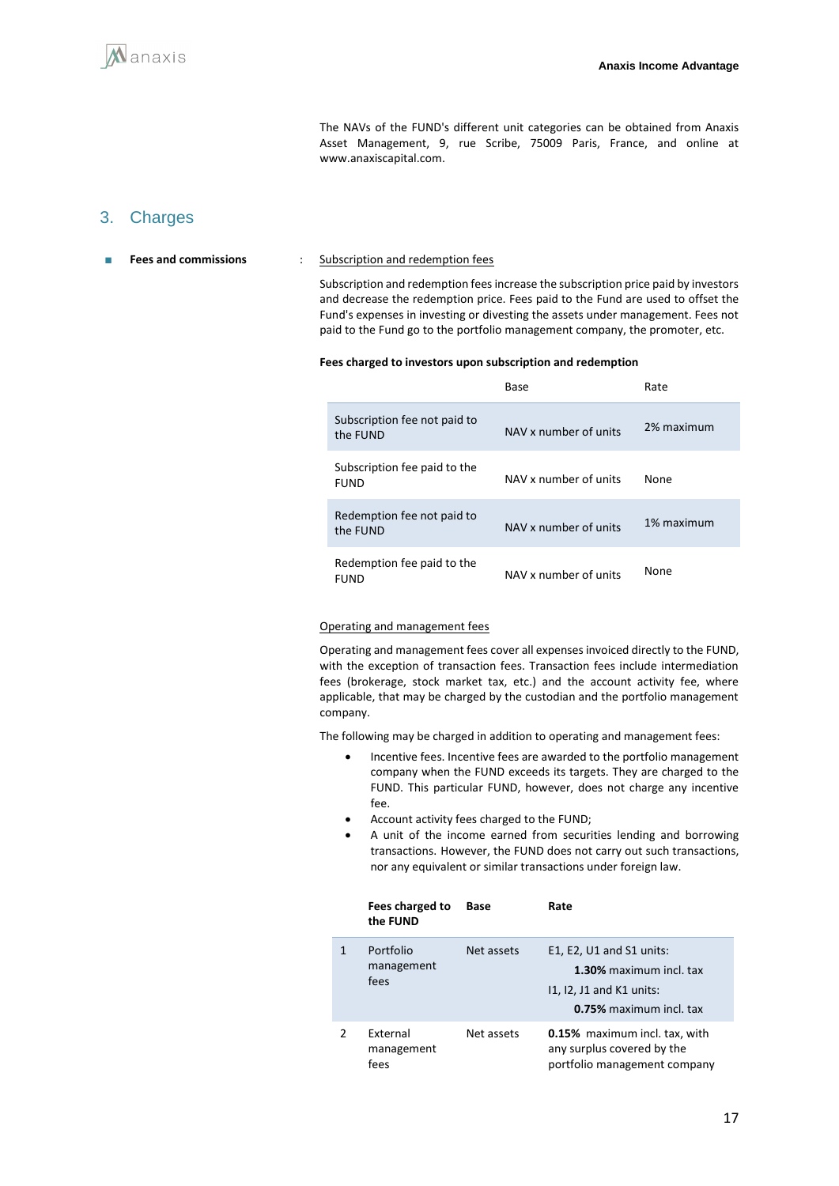The NAVs of the FUND's different unit categories can be obtained from Anaxis Asset Management, 9, rue Scribe, 75009 Paris, France, and online at www.anaxiscapital.com.

## 3. Charges

- **Fees and commissions** : Subscription and redemption fees

Subscription and redemption fees increase the subscription price paid by investors and decrease the redemption price. Fees paid to the Fund are used to offset the Fund's expenses in investing or divesting the assets under management. Fees not paid to the Fund go to the portfolio management company, the promoter, etc.

**Fees charged to investors upon subscription and redemption**

| | Base | Rate |
|---|---|---|
| Subscription fee not paid to the FUND | NAV x number of units | 2% maximum |
| Subscription fee paid to the FUND | NAV x number of units | None |
| Redemption fee not paid to the FUND | NAV x number of units | 1% maximum |
| Redemption fee paid to the FUND | NAV x number of units | None |

Operating and management fees

Operating and management fees cover all expenses invoiced directly to the FUND, with the exception of transaction fees. Transaction fees include intermediation fees (brokerage, stock market tax, etc.) and the account activity fee, where applicable, that may be charged by the custodian and the portfolio management company.

The following may be charged in addition to operating and management fees:

- Incentive fees. Incentive fees are awarded to the portfolio management company when the FUND exceeds its targets. They are charged to the FUND. This particular FUND, however, does not charge any incentive fee.
- Account activity fees charged to the FUND;
- A unit of the income earned from securities lending and borrowing transactions. However, the FUND does not carry out such transactions, nor any equivalent or similar transactions under foreign law.

| | **Fees charged to the FUND** | **Base** | **Rate** |
|---|---|---|---|
| 1 | Portfolio management fees | Net assets | E1, E2, U1 and S1 units: **1.30%** maximum incl. tax<br>I1, I2, J1 and K1 units: **0.75%** maximum incl. tax |
| 2 | External management fees | Net assets | **0.15%** maximum incl. tax, with any surplus covered by the portfolio management company |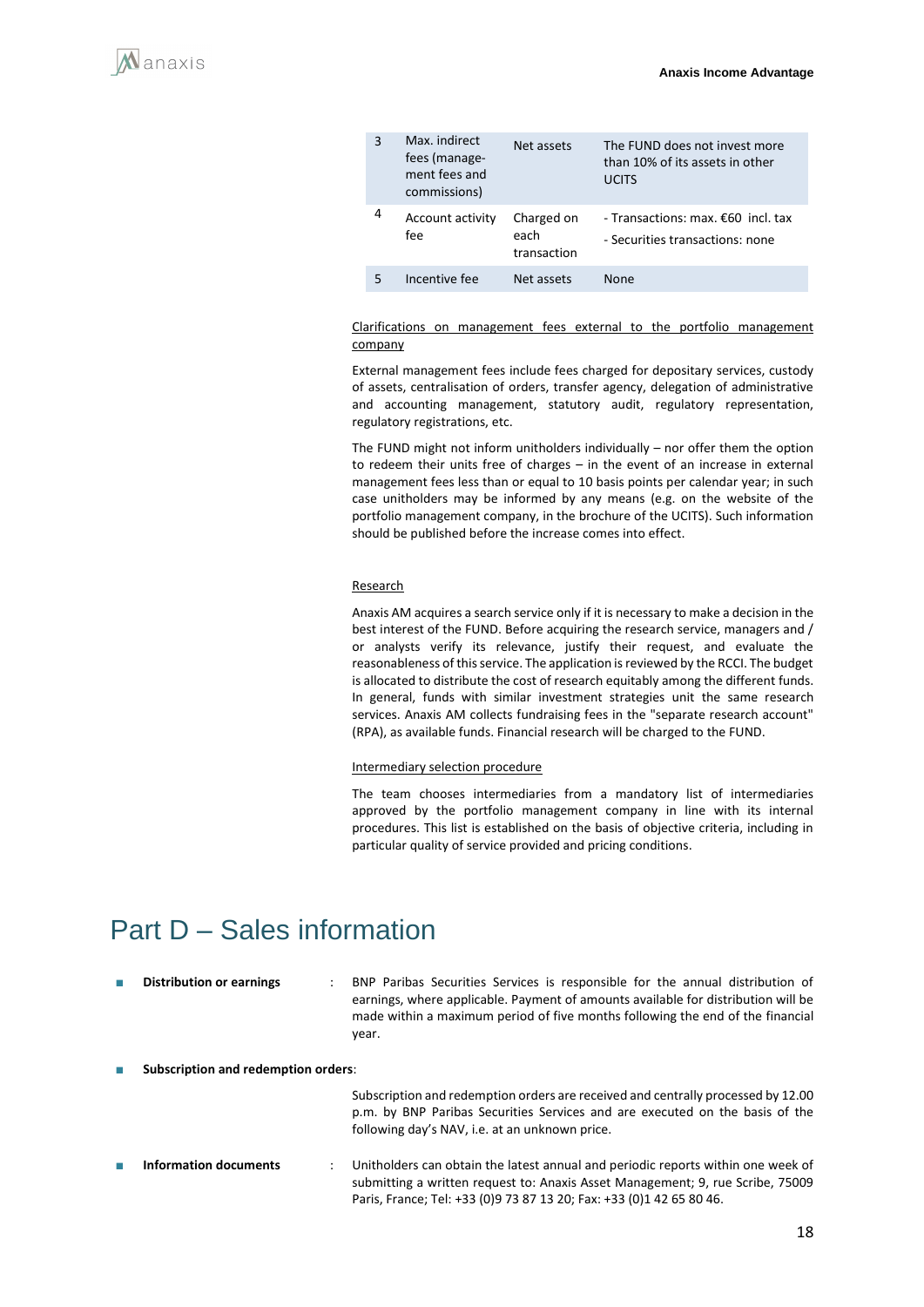| 3 | Max. indirect fees (management fees and commissions) | Net assets | The FUND does not invest more than 10% of its assets in other UCITS |
|---|---|---|---|
| 4 | Account activity fee | Charged on each transaction | - Transactions: max. €60 incl. tax<br>- Securities transactions: none |
| 5 | Incentive fee | Net assets | None |

Clarifications on management fees external to the portfolio management company

External management fees include fees charged for depositary services, custody of assets, centralisation of orders, transfer agency, delegation of administrative and accounting management, statutory audit, regulatory representation, regulatory registrations, etc.

The FUND might not inform unitholders individually – nor offer them the option to redeem their units free of charges – in the event of an increase in external management fees less than or equal to 10 basis points per calendar year; in such case unitholders may be informed by any means (e.g. on the website of the portfolio management company, in the brochure of the UCITS). Such information should be published before the increase comes into effect.

Research

Anaxis AM acquires a search service only if it is necessary to make a decision in the best interest of the FUND. Before acquiring the research service, managers and / or analysts verify its relevance, justify their request, and evaluate the reasonableness of this service. The application is reviewed by the RCCI. The budget is allocated to distribute the cost of research equitably among the different funds. In general, funds with similar investment strategies unit the same research services. Anaxis AM collects fundraising fees in the "separate research account" (RPA), as available funds. Financial research will be charged to the FUND.

Intermediary selection procedure

The team chooses intermediaries from a mandatory list of intermediaries approved by the portfolio management company in line with its internal procedures. This list is established on the basis of objective criteria, including in particular quality of service provided and pricing conditions.

# Part D – Sales information

- **Distribution or earnings** : BNP Paribas Securities Services is responsible for the annual distribution of earnings, where applicable. Payment of amounts available for distribution will be made within a maximum period of five months following the end of the financial year.

- **Subscription and redemption orders**:

  Subscription and redemption orders are received and centrally processed by 12.00 p.m. by BNP Paribas Securities Services and are executed on the basis of the following day's NAV, i.e. at an unknown price.

- **Information documents** : Unitholders can obtain the latest annual and periodic reports within one week of submitting a written request to: Anaxis Asset Management; 9, rue Scribe, 75009 Paris, France; Tel: +33 (0)9 73 87 13 20; Fax: +33 (0)1 42 65 80 46.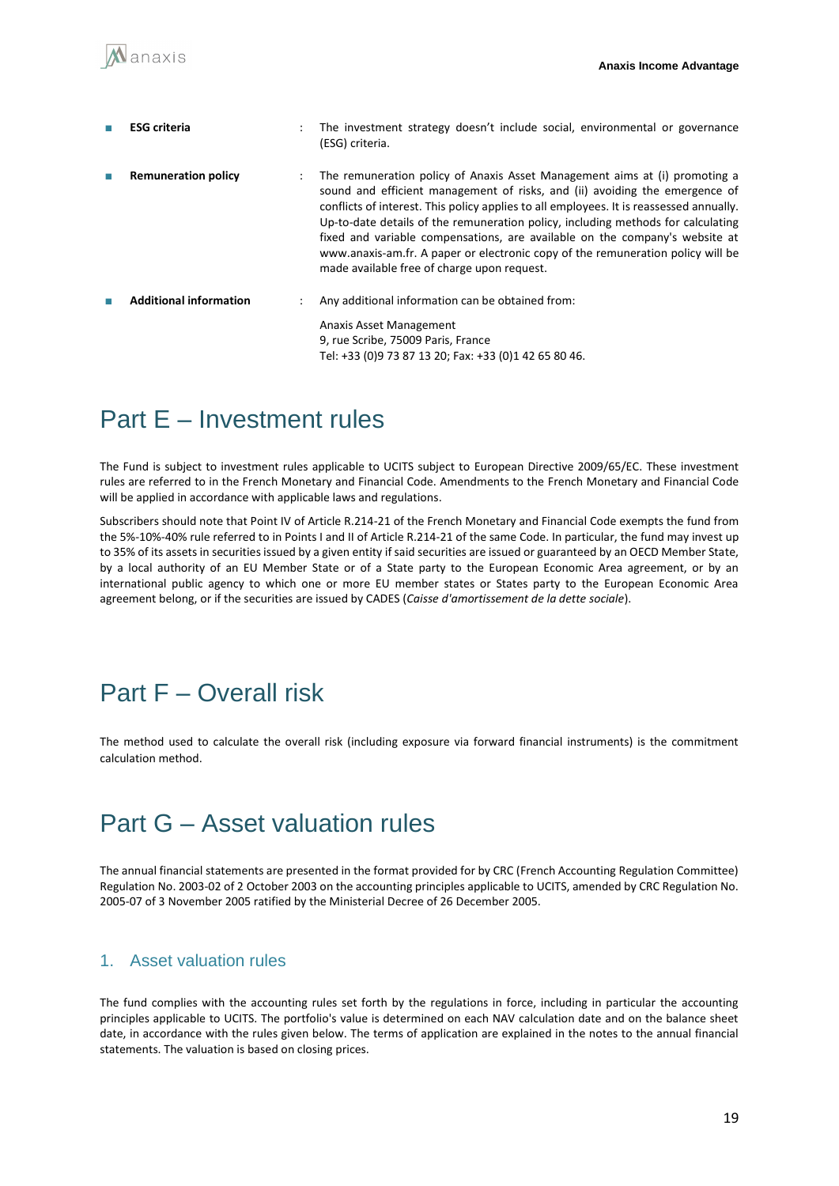- **ESG criteria** : The investment strategy doesn't include social, environmental or governance (ESG) criteria.

- **Remuneration policy** : The remuneration policy of Anaxis Asset Management aims at (i) promoting a sound and efficient management of risks, and (ii) avoiding the emergence of conflicts of interest. This policy applies to all employees. It is reassessed annually. Up-to-date details of the remuneration policy, including methods for calculating fixed and variable compensations, are available on the company's website at www.anaxis-am.fr. A paper or electronic copy of the remuneration policy will be made available free of charge upon request.

- **Additional information** : Any additional information can be obtained from:

  Anaxis Asset Management
  9, rue Scribe, 75009 Paris, France
  Tel: +33 (0)9 73 87 13 20; Fax: +33 (0)1 42 65 80 46.

# Part E – Investment rules

The Fund is subject to investment rules applicable to UCITS subject to European Directive 2009/65/EC. These investment rules are referred to in the French Monetary and Financial Code. Amendments to the French Monetary and Financial Code will be applied in accordance with applicable laws and regulations.

Subscribers should note that Point IV of Article R.214-21 of the French Monetary and Financial Code exempts the fund from the 5%-10%-40% rule referred to in Points I and II of Article R.214-21 of the same Code. In particular, the fund may invest up to 35% of its assets in securities issued by a given entity if said securities are issued or guaranteed by an OECD Member State, by a local authority of an EU Member State or of a State party to the European Economic Area agreement, or by an international public agency to which one or more EU member states or States party to the European Economic Area agreement belong, or if the securities are issued by CADES (*Caisse d'amortissement de la dette sociale*).

# Part F – Overall risk

The method used to calculate the overall risk (including exposure via forward financial instruments) is the commitment calculation method.

# Part G – Asset valuation rules

The annual financial statements are presented in the format provided for by CRC (French Accounting Regulation Committee) Regulation No. 2003-02 of 2 October 2003 on the accounting principles applicable to UCITS, amended by CRC Regulation No. 2005-07 of 3 November 2005 ratified by the Ministerial Decree of 26 December 2005.

## 1. Asset valuation rules

The fund complies with the accounting rules set forth by the regulations in force, including in particular the accounting principles applicable to UCITS. The portfolio's value is determined on each NAV calculation date and on the balance sheet date, in accordance with the rules given below. The terms of application are explained in the notes to the annual financial statements. The valuation is based on closing prices.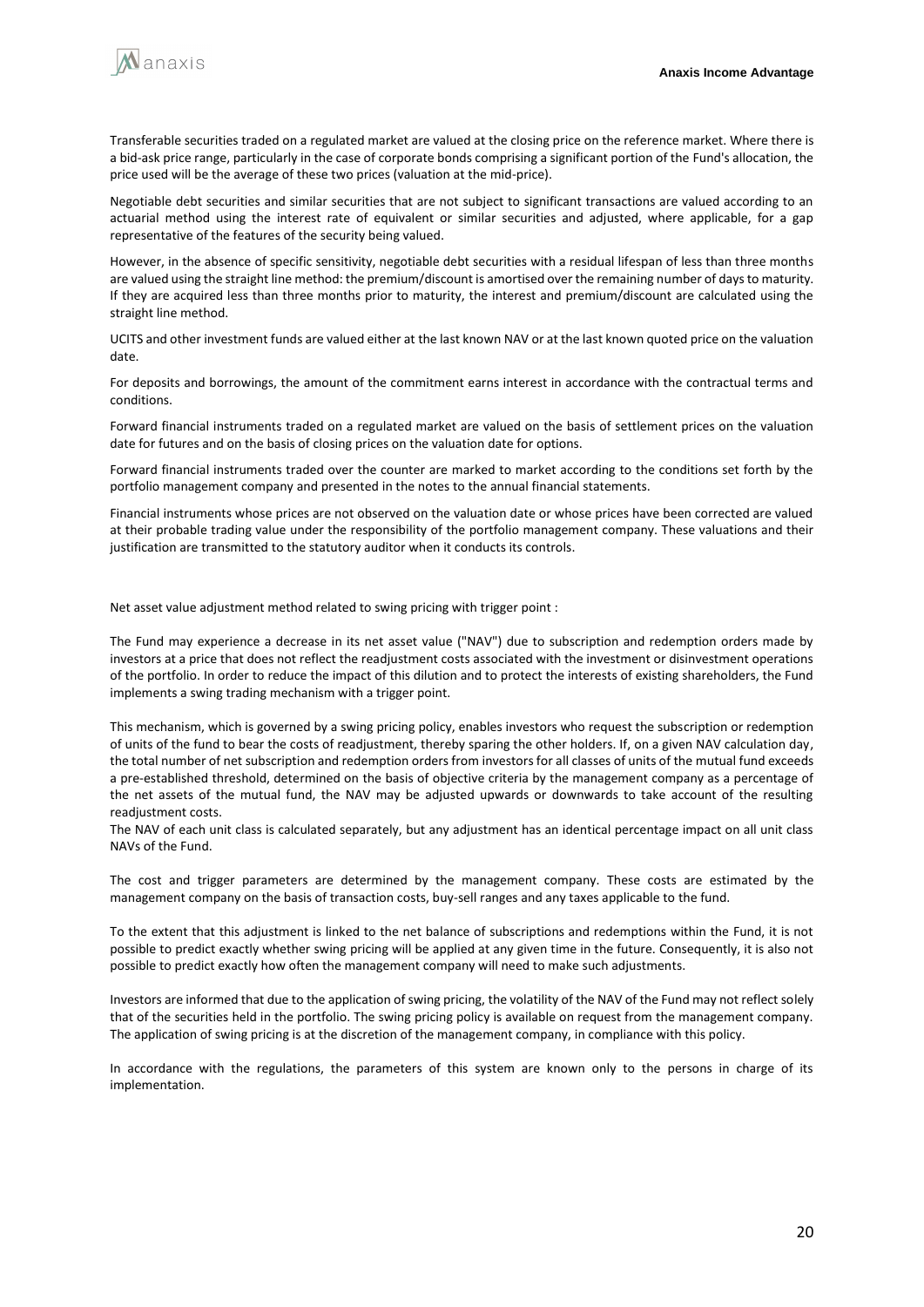Transferable securities traded on a regulated market are valued at the closing price on the reference market. Where there is a bid-ask price range, particularly in the case of corporate bonds comprising a significant portion of the Fund's allocation, the price used will be the average of these two prices (valuation at the mid-price).

Negotiable debt securities and similar securities that are not subject to significant transactions are valued according to an actuarial method using the interest rate of equivalent or similar securities and adjusted, where applicable, for a gap representative of the features of the security being valued.

However, in the absence of specific sensitivity, negotiable debt securities with a residual lifespan of less than three months are valued using the straight line method: the premium/discount is amortised over the remaining number of days to maturity. If they are acquired less than three months prior to maturity, the interest and premium/discount are calculated using the straight line method.

UCITS and other investment funds are valued either at the last known NAV or at the last known quoted price on the valuation date.

For deposits and borrowings, the amount of the commitment earns interest in accordance with the contractual terms and conditions.

Forward financial instruments traded on a regulated market are valued on the basis of settlement prices on the valuation date for futures and on the basis of closing prices on the valuation date for options.

Forward financial instruments traded over the counter are marked to market according to the conditions set forth by the portfolio management company and presented in the notes to the annual financial statements.

Financial instruments whose prices are not observed on the valuation date or whose prices have been corrected are valued at their probable trading value under the responsibility of the portfolio management company. These valuations and their justification are transmitted to the statutory auditor when it conducts its controls.

Net asset value adjustment method related to swing pricing with trigger point :

The Fund may experience a decrease in its net asset value ("NAV") due to subscription and redemption orders made by investors at a price that does not reflect the readjustment costs associated with the investment or disinvestment operations of the portfolio. In order to reduce the impact of this dilution and to protect the interests of existing shareholders, the Fund implements a swing trading mechanism with a trigger point.

This mechanism, which is governed by a swing pricing policy, enables investors who request the subscription or redemption of units of the fund to bear the costs of readjustment, thereby sparing the other holders. If, on a given NAV calculation day, the total number of net subscription and redemption orders from investors for all classes of units of the mutual fund exceeds a pre-established threshold, determined on the basis of objective criteria by the management company as a percentage of the net assets of the mutual fund, the NAV may be adjusted upwards or downwards to take account of the resulting readjustment costs.
The NAV of each unit class is calculated separately, but any adjustment has an identical percentage impact on all unit class NAVs of the Fund.

The cost and trigger parameters are determined by the management company. These costs are estimated by the management company on the basis of transaction costs, buy-sell ranges and any taxes applicable to the fund.

To the extent that this adjustment is linked to the net balance of subscriptions and redemptions within the Fund, it is not possible to predict exactly whether swing pricing will be applied at any given time in the future. Consequently, it is also not possible to predict exactly how often the management company will need to make such adjustments.

Investors are informed that due to the application of swing pricing, the volatility of the NAV of the Fund may not reflect solely that of the securities held in the portfolio. The swing pricing policy is available on request from the management company. The application of swing pricing is at the discretion of the management company, in compliance with this policy.

In accordance with the regulations, the parameters of this system are known only to the persons in charge of its implementation.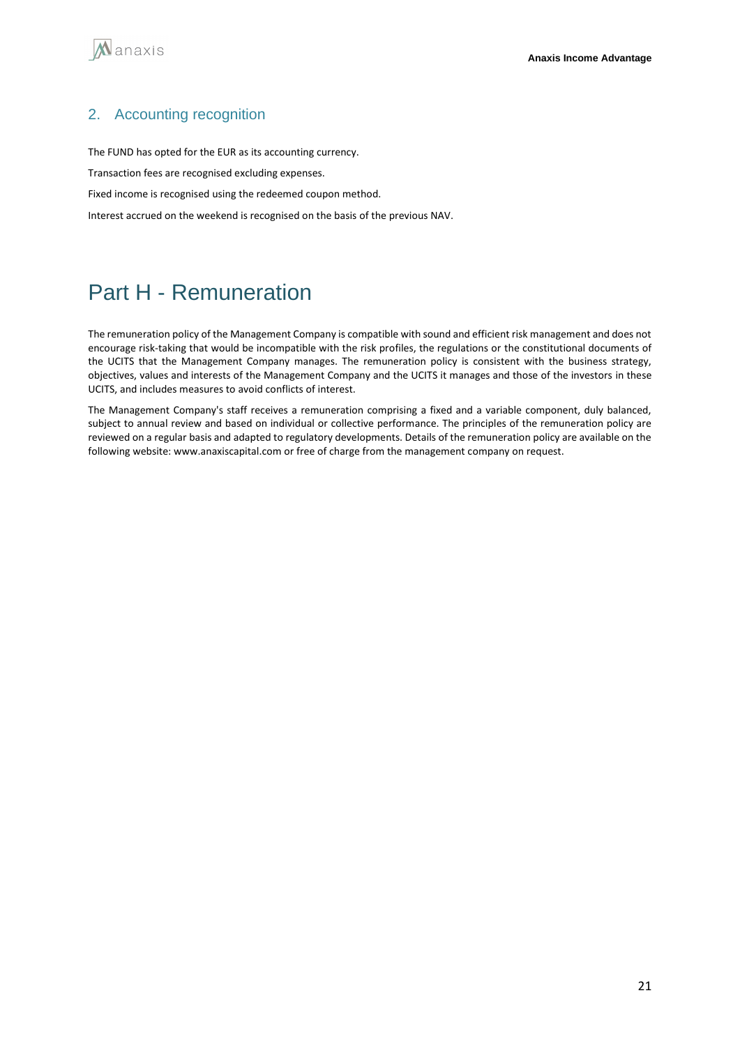## 2. Accounting recognition

The FUND has opted for the EUR as its accounting currency.

Transaction fees are recognised excluding expenses.

Fixed income is recognised using the redeemed coupon method.

Interest accrued on the weekend is recognised on the basis of the previous NAV.

# Part H - Remuneration

The remuneration policy of the Management Company is compatible with sound and efficient risk management and does not encourage risk-taking that would be incompatible with the risk profiles, the regulations or the constitutional documents of the UCITS that the Management Company manages. The remuneration policy is consistent with the business strategy, objectives, values and interests of the Management Company and the UCITS it manages and those of the investors in these UCITS, and includes measures to avoid conflicts of interest.

The Management Company's staff receives a remuneration comprising a fixed and a variable component, duly balanced, subject to annual review and based on individual or collective performance. The principles of the remuneration policy are reviewed on a regular basis and adapted to regulatory developments. Details of the remuneration policy are available on the following website: www.anaxiscapital.com or free of charge from the management company on request.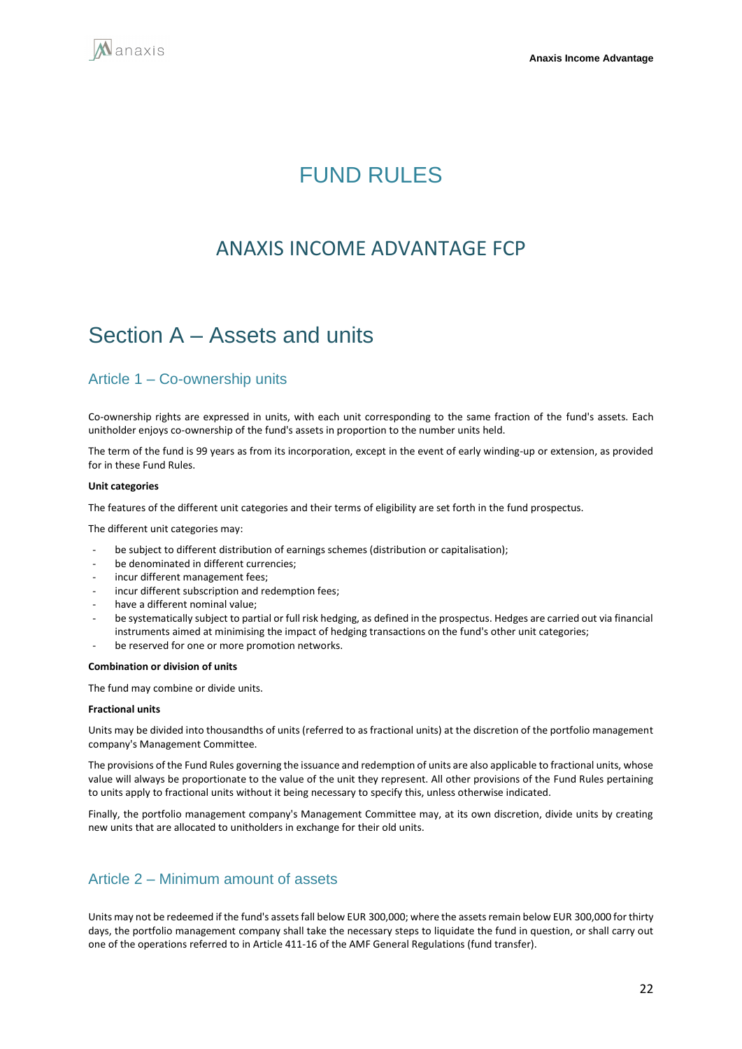# FUND RULES

## ANAXIS INCOME ADVANTAGE FCP

# Section A – Assets and units

## Article 1 – Co-ownership units

Co-ownership rights are expressed in units, with each unit corresponding to the same fraction of the fund's assets. Each unitholder enjoys co-ownership of the fund's assets in proportion to the number units held.

The term of the fund is 99 years as from its incorporation, except in the event of early winding-up or extension, as provided for in these Fund Rules.

**Unit categories**

The features of the different unit categories and their terms of eligibility are set forth in the fund prospectus.

The different unit categories may:

- be subject to different distribution of earnings schemes (distribution or capitalisation);
- be denominated in different currencies;
- incur different management fees;
- incur different subscription and redemption fees;
- have a different nominal value;
- be systematically subject to partial or full risk hedging, as defined in the prospectus. Hedges are carried out via financial instruments aimed at minimising the impact of hedging transactions on the fund's other unit categories;
- be reserved for one or more promotion networks.

**Combination or division of units**

The fund may combine or divide units.

**Fractional units**

Units may be divided into thousandths of units (referred to as fractional units) at the discretion of the portfolio management company's Management Committee.

The provisions of the Fund Rules governing the issuance and redemption of units are also applicable to fractional units, whose value will always be proportionate to the value of the unit they represent. All other provisions of the Fund Rules pertaining to units apply to fractional units without it being necessary to specify this, unless otherwise indicated.

Finally, the portfolio management company's Management Committee may, at its own discretion, divide units by creating new units that are allocated to unitholders in exchange for their old units.

## Article 2 – Minimum amount of assets

Units may not be redeemed if the fund's assets fall below EUR 300,000; where the assets remain below EUR 300,000 for thirty days, the portfolio management company shall take the necessary steps to liquidate the fund in question, or shall carry out one of the operations referred to in Article 411-16 of the AMF General Regulations (fund transfer).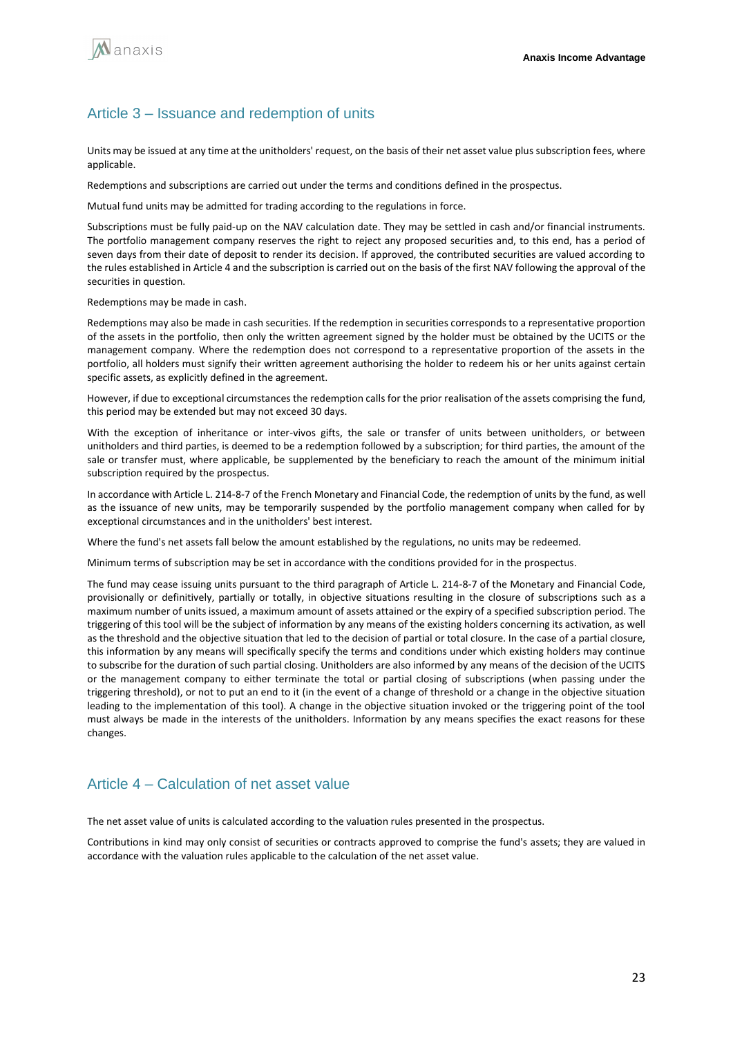## Article 3 – Issuance and redemption of units

Units may be issued at any time at the unitholders' request, on the basis of their net asset value plus subscription fees, where applicable.

Redemptions and subscriptions are carried out under the terms and conditions defined in the prospectus.

Mutual fund units may be admitted for trading according to the regulations in force.

Subscriptions must be fully paid-up on the NAV calculation date. They may be settled in cash and/or financial instruments. The portfolio management company reserves the right to reject any proposed securities and, to this end, has a period of seven days from their date of deposit to render its decision. If approved, the contributed securities are valued according to the rules established in Article 4 and the subscription is carried out on the basis of the first NAV following the approval of the securities in question.

Redemptions may be made in cash.

Redemptions may also be made in cash securities. If the redemption in securities corresponds to a representative proportion of the assets in the portfolio, then only the written agreement signed by the holder must be obtained by the UCITS or the management company. Where the redemption does not correspond to a representative proportion of the assets in the portfolio, all holders must signify their written agreement authorising the holder to redeem his or her units against certain specific assets, as explicitly defined in the agreement.

However, if due to exceptional circumstances the redemption calls for the prior realisation of the assets comprising the fund, this period may be extended but may not exceed 30 days.

With the exception of inheritance or inter-vivos gifts, the sale or transfer of units between unitholders, or between unitholders and third parties, is deemed to be a redemption followed by a subscription; for third parties, the amount of the sale or transfer must, where applicable, be supplemented by the beneficiary to reach the amount of the minimum initial subscription required by the prospectus.

In accordance with Article L. 214-8-7 of the French Monetary and Financial Code, the redemption of units by the fund, as well as the issuance of new units, may be temporarily suspended by the portfolio management company when called for by exceptional circumstances and in the unitholders' best interest.

Where the fund's net assets fall below the amount established by the regulations, no units may be redeemed.

Minimum terms of subscription may be set in accordance with the conditions provided for in the prospectus.

The fund may cease issuing units pursuant to the third paragraph of Article L. 214-8-7 of the Monetary and Financial Code, provisionally or definitively, partially or totally, in objective situations resulting in the closure of subscriptions such as a maximum number of units issued, a maximum amount of assets attained or the expiry of a specified subscription period. The triggering of this tool will be the subject of information by any means of the existing holders concerning its activation, as well as the threshold and the objective situation that led to the decision of partial or total closure. In the case of a partial closure, this information by any means will specifically specify the terms and conditions under which existing holders may continue to subscribe for the duration of such partial closing. Unitholders are also informed by any means of the decision of the UCITS or the management company to either terminate the total or partial closing of subscriptions (when passing under the triggering threshold), or not to put an end to it (in the event of a change of threshold or a change in the objective situation leading to the implementation of this tool). A change in the objective situation invoked or the triggering point of the tool must always be made in the interests of the unitholders. Information by any means specifies the exact reasons for these changes.

## Article 4 – Calculation of net asset value

The net asset value of units is calculated according to the valuation rules presented in the prospectus.

Contributions in kind may only consist of securities or contracts approved to comprise the fund's assets; they are valued in accordance with the valuation rules applicable to the calculation of the net asset value.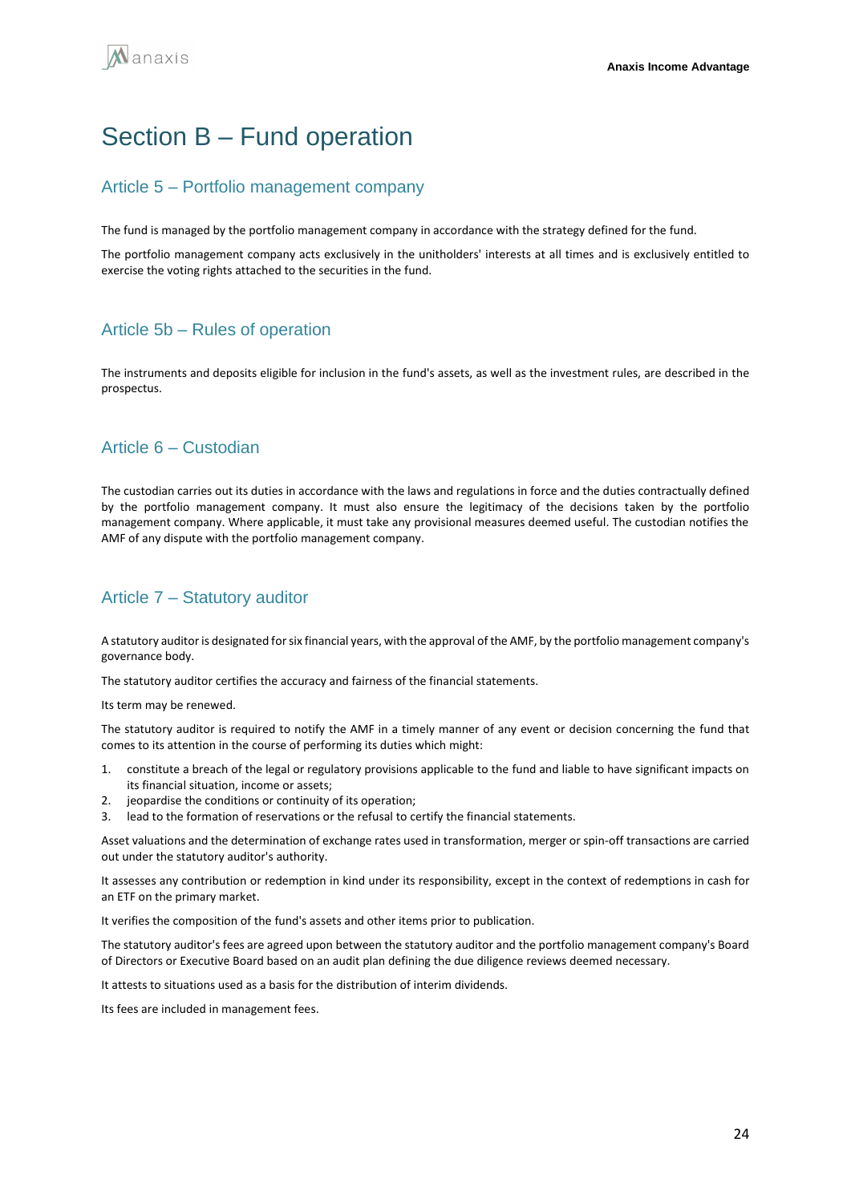# Section B – Fund operation

## Article 5 – Portfolio management company

The fund is managed by the portfolio management company in accordance with the strategy defined for the fund.

The portfolio management company acts exclusively in the unitholders' interests at all times and is exclusively entitled to exercise the voting rights attached to the securities in the fund.

## Article 5b – Rules of operation

The instruments and deposits eligible for inclusion in the fund's assets, as well as the investment rules, are described in the prospectus.

## Article 6 – Custodian

The custodian carries out its duties in accordance with the laws and regulations in force and the duties contractually defined by the portfolio management company. It must also ensure the legitimacy of the decisions taken by the portfolio management company. Where applicable, it must take any provisional measures deemed useful. The custodian notifies the AMF of any dispute with the portfolio management company.

## Article 7 – Statutory auditor

A statutory auditor is designated for six financial years, with the approval of the AMF, by the portfolio management company's governance body.

The statutory auditor certifies the accuracy and fairness of the financial statements.

Its term may be renewed.

The statutory auditor is required to notify the AMF in a timely manner of any event or decision concerning the fund that comes to its attention in the course of performing its duties which might:

1. constitute a breach of the legal or regulatory provisions applicable to the fund and liable to have significant impacts on its financial situation, income or assets;
2. jeopardise the conditions or continuity of its operation;
3. lead to the formation of reservations or the refusal to certify the financial statements.

Asset valuations and the determination of exchange rates used in transformation, merger or spin-off transactions are carried out under the statutory auditor's authority.

It assesses any contribution or redemption in kind under its responsibility, except in the context of redemptions in cash for an ETF on the primary market.

It verifies the composition of the fund's assets and other items prior to publication.

The statutory auditor's fees are agreed upon between the statutory auditor and the portfolio management company's Board of Directors or Executive Board based on an audit plan defining the due diligence reviews deemed necessary.

It attests to situations used as a basis for the distribution of interim dividends.

Its fees are included in management fees.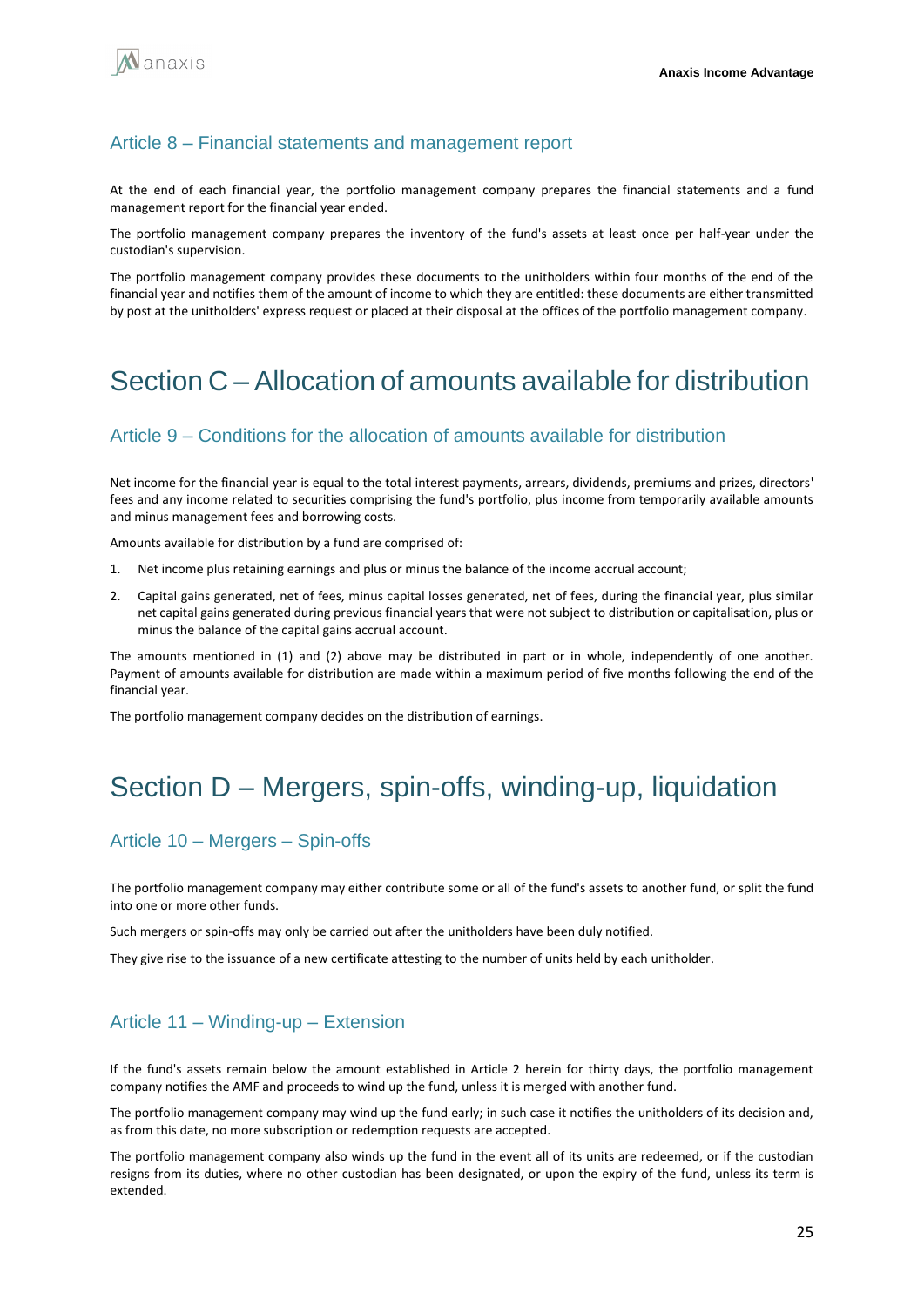### Article 8 – Financial statements and management report

At the end of each financial year, the portfolio management company prepares the financial statements and a fund management report for the financial year ended.

The portfolio management company prepares the inventory of the fund's assets at least once per half-year under the custodian's supervision.

The portfolio management company provides these documents to the unitholders within four months of the end of the financial year and notifies them of the amount of income to which they are entitled: these documents are either transmitted by post at the unitholders' express request or placed at their disposal at the offices of the portfolio management company.

## Section C – Allocation of amounts available for distribution

### Article 9 – Conditions for the allocation of amounts available for distribution

Net income for the financial year is equal to the total interest payments, arrears, dividends, premiums and prizes, directors' fees and any income related to securities comprising the fund's portfolio, plus income from temporarily available amounts and minus management fees and borrowing costs.

Amounts available for distribution by a fund are comprised of:

1. Net income plus retaining earnings and plus or minus the balance of the income accrual account;
2. Capital gains generated, net of fees, minus capital losses generated, net of fees, during the financial year, plus similar net capital gains generated during previous financial years that were not subject to distribution or capitalisation, plus or minus the balance of the capital gains accrual account.

The amounts mentioned in (1) and (2) above may be distributed in part or in whole, independently of one another. Payment of amounts available for distribution are made within a maximum period of five months following the end of the financial year.

The portfolio management company decides on the distribution of earnings.

## Section D – Mergers, spin-offs, winding-up, liquidation

### Article 10 – Mergers – Spin-offs

The portfolio management company may either contribute some or all of the fund's assets to another fund, or split the fund into one or more other funds.

Such mergers or spin-offs may only be carried out after the unitholders have been duly notified.

They give rise to the issuance of a new certificate attesting to the number of units held by each unitholder.

### Article 11 – Winding-up – Extension

If the fund's assets remain below the amount established in Article 2 herein for thirty days, the portfolio management company notifies the AMF and proceeds to wind up the fund, unless it is merged with another fund.

The portfolio management company may wind up the fund early; in such case it notifies the unitholders of its decision and, as from this date, no more subscription or redemption requests are accepted.

The portfolio management company also winds up the fund in the event all of its units are redeemed, or if the custodian resigns from its duties, where no other custodian has been designated, or upon the expiry of the fund, unless its term is extended.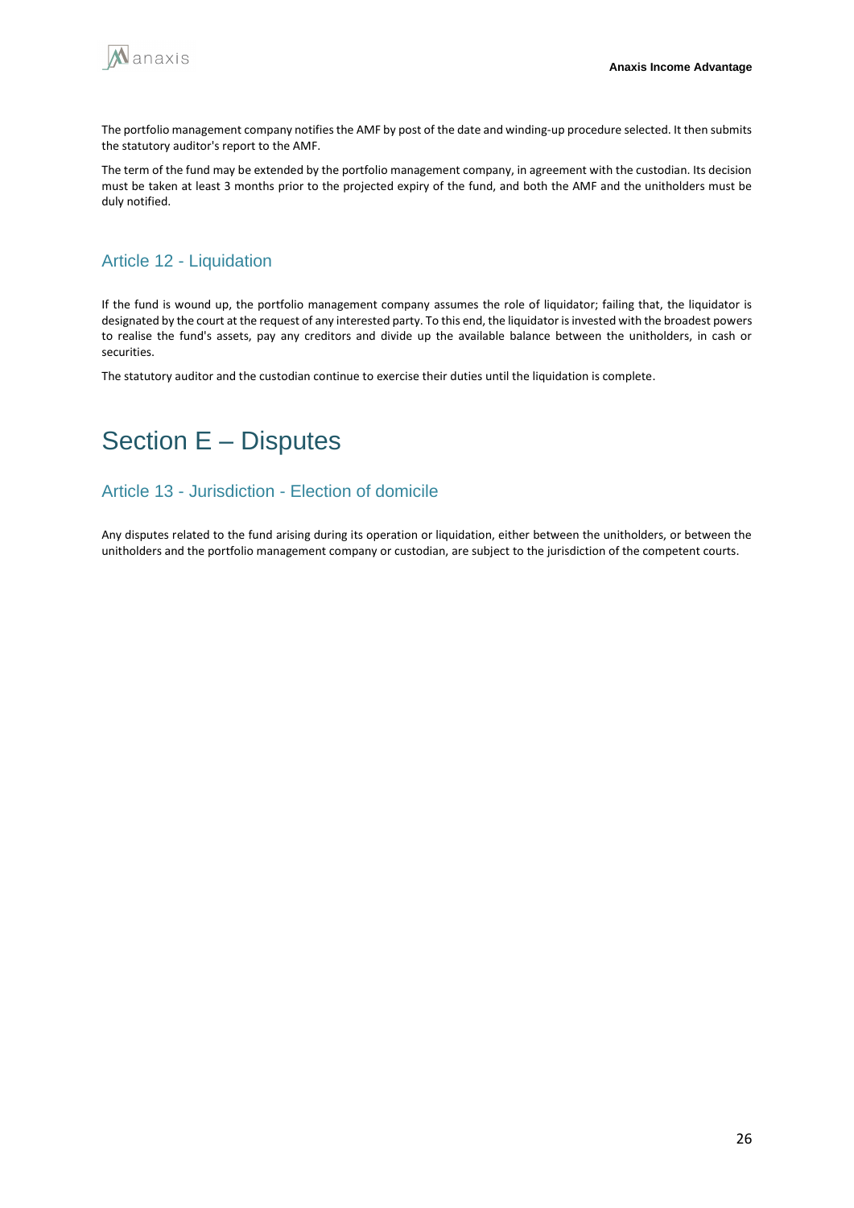The portfolio management company notifies the AMF by post of the date and winding-up procedure selected. It then submits the statutory auditor's report to the AMF.

The term of the fund may be extended by the portfolio management company, in agreement with the custodian. Its decision must be taken at least 3 months prior to the projected expiry of the fund, and both the AMF and the unitholders must be duly notified.

## Article 12 - Liquidation

If the fund is wound up, the portfolio management company assumes the role of liquidator; failing that, the liquidator is designated by the court at the request of any interested party. To this end, the liquidator is invested with the broadest powers to realise the fund's assets, pay any creditors and divide up the available balance between the unitholders, in cash or securities.

The statutory auditor and the custodian continue to exercise their duties until the liquidation is complete.

# Section E – Disputes

## Article 13 - Jurisdiction - Election of domicile

Any disputes related to the fund arising during its operation or liquidation, either between the unitholders, or between the unitholders and the portfolio management company or custodian, are subject to the jurisdiction of the competent courts.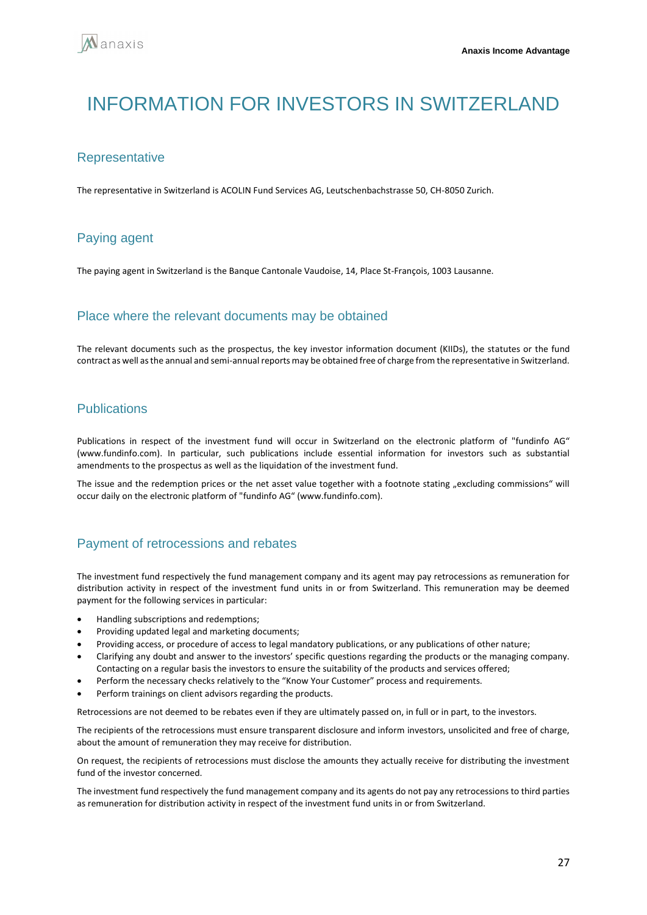# INFORMATION FOR INVESTORS IN SWITZERLAND

## Representative

The representative in Switzerland is ACOLIN Fund Services AG, Leutschenbachstrasse 50, CH-8050 Zurich.

## Paying agent

The paying agent in Switzerland is the Banque Cantonale Vaudoise, 14, Place St-François, 1003 Lausanne.

## Place where the relevant documents may be obtained

The relevant documents such as the prospectus, the key investor information document (KIIDs), the statutes or the fund contract as well as the annual and semi-annual reports may be obtained free of charge from the representative in Switzerland.

## Publications

Publications in respect of the investment fund will occur in Switzerland on the electronic platform of "fundinfo AG" (www.fundinfo.com). In particular, such publications include essential information for investors such as substantial amendments to the prospectus as well as the liquidation of the investment fund.

The issue and the redemption prices or the net asset value together with a footnote stating „excluding commissions" will occur daily on the electronic platform of "fundinfo AG" (www.fundinfo.com).

## Payment of retrocessions and rebates

The investment fund respectively the fund management company and its agent may pay retrocessions as remuneration for distribution activity in respect of the investment fund units in or from Switzerland. This remuneration may be deemed payment for the following services in particular:

- Handling subscriptions and redemptions;
- Providing updated legal and marketing documents;
- Providing access, or procedure of access to legal mandatory publications, or any publications of other nature;
- Clarifying any doubt and answer to the investors' specific questions regarding the products or the managing company. Contacting on a regular basis the investors to ensure the suitability of the products and services offered;
- Perform the necessary checks relatively to the "Know Your Customer" process and requirements.
- Perform trainings on client advisors regarding the products.

Retrocessions are not deemed to be rebates even if they are ultimately passed on, in full or in part, to the investors.

The recipients of the retrocessions must ensure transparent disclosure and inform investors, unsolicited and free of charge, about the amount of remuneration they may receive for distribution.

On request, the recipients of retrocessions must disclose the amounts they actually receive for distributing the investment fund of the investor concerned.

The investment fund respectively the fund management company and its agents do not pay any retrocessions to third parties as remuneration for distribution activity in respect of the investment fund units in or from Switzerland.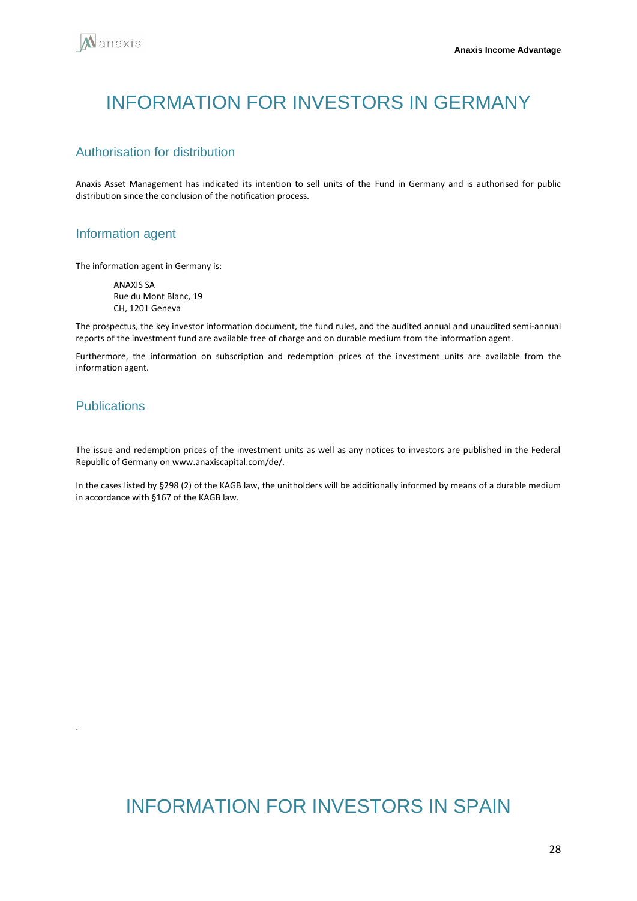# INFORMATION FOR INVESTORS IN GERMANY

## Authorisation for distribution

Anaxis Asset Management has indicated its intention to sell units of the Fund in Germany and is authorised for public distribution since the conclusion of the notification process.

## Information agent

The information agent in Germany is:

ANAXIS SA
Rue du Mont Blanc, 19
CH, 1201 Geneva

The prospectus, the key investor information document, the fund rules, and the audited annual and unaudited semi-annual reports of the investment fund are available free of charge and on durable medium from the information agent.

Furthermore, the information on subscription and redemption prices of the investment units are available from the information agent.

## Publications

The issue and redemption prices of the investment units as well as any notices to investors are published in the Federal Republic of Germany on www.anaxiscapital.com/de/.

In the cases listed by §298 (2) of the KAGB law, the unitholders will be additionally informed by means of a durable medium in accordance with §167 of the KAGB law.

.

# INFORMATION FOR INVESTORS IN SPAIN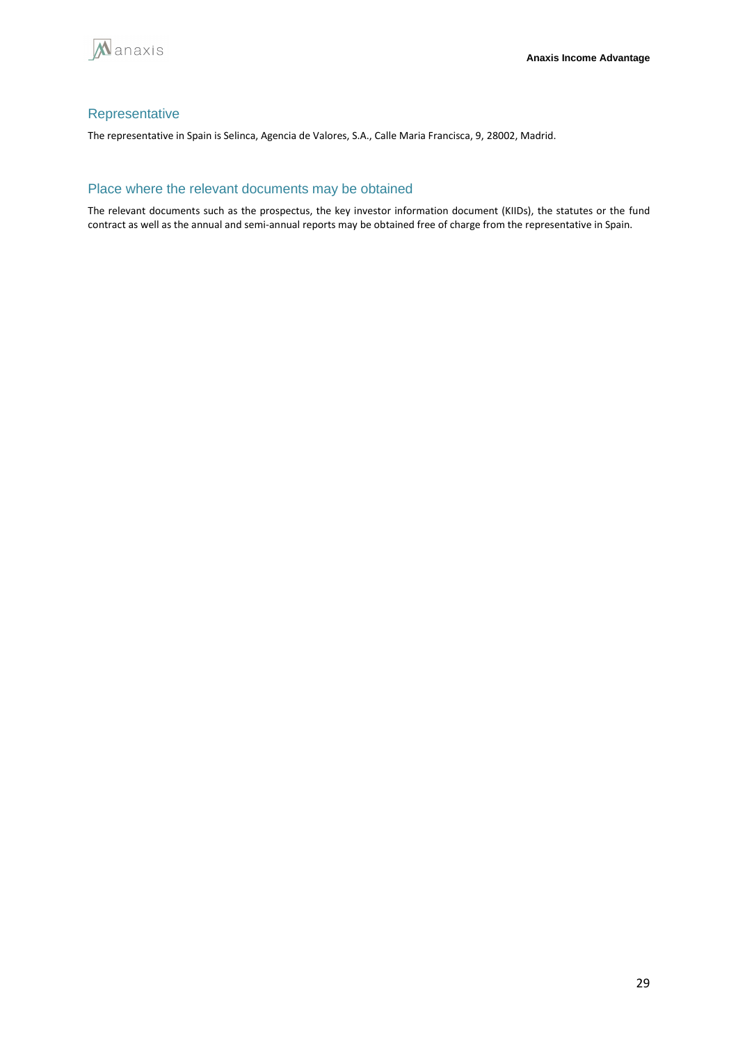## Representative

The representative in Spain is Selinca, Agencia de Valores, S.A., Calle Maria Francisca, 9, 28002, Madrid.

## Place where the relevant documents may be obtained

The relevant documents such as the prospectus, the key investor information document (KIIDs), the statutes or the fund contract as well as the annual and semi-annual reports may be obtained free of charge from the representative in Spain.